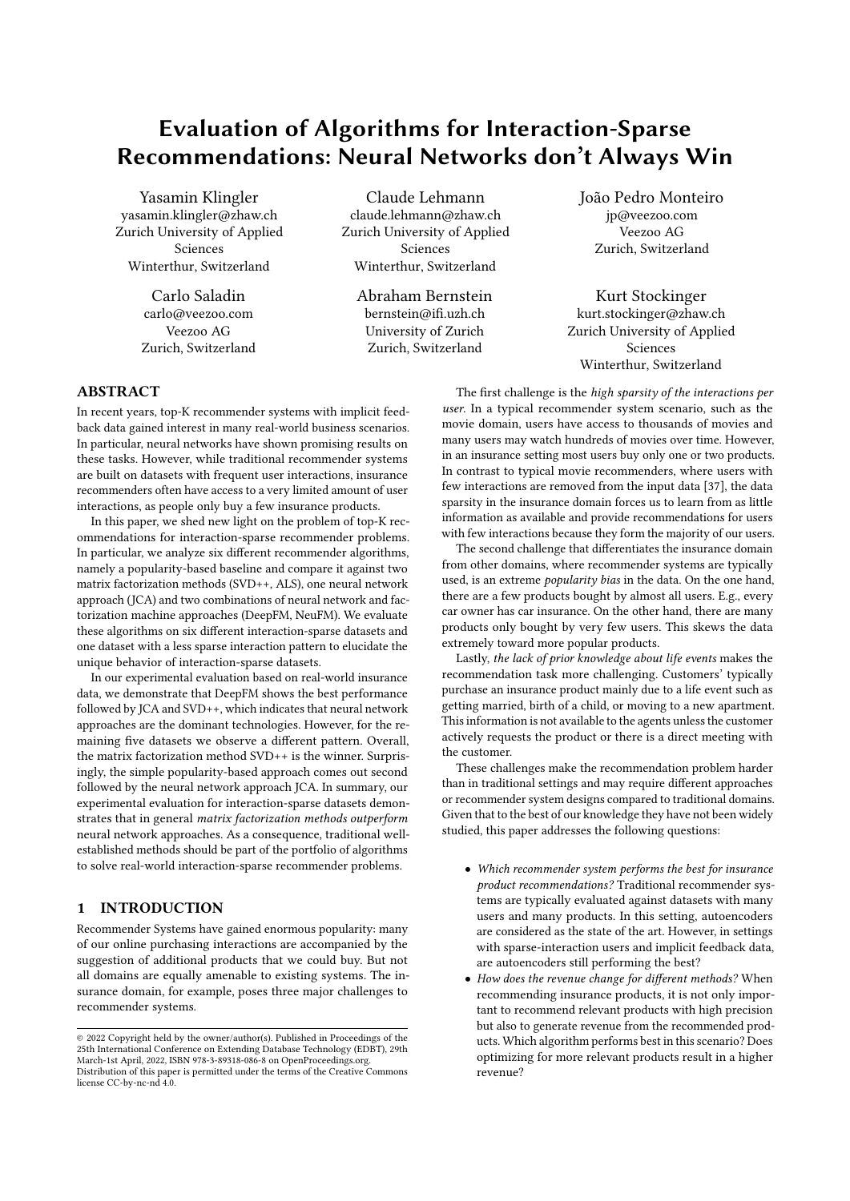# Evaluation of Algorithms for Interaction-Sparse Recommendations: Neural Networks don't Always Win

Yasamin Klingler
yasamin.klingler@zhaw.ch
Zurich University of Applied Sciences
Winterthur, Switzerland

Claude Lehmann
claude.lehmann@zhaw.ch
Zurich University of Applied Sciences
Winterthur, Switzerland

João Pedro Monteiro
jp@veezoo.com
Veezoo AG
Zurich, Switzerland

Carlo Saladin
carlo@veezoo.com
Veezoo AG
Zurich, Switzerland

Abraham Bernstein
bernstein@ifi.uzh.ch
University of Zurich
Zurich, Switzerland

Kurt Stockinger
kurt.stockinger@zhaw.ch
Zurich University of Applied Sciences
Winterthur, Switzerland

## ABSTRACT

In recent years, top-K recommender systems with implicit feedback data gained interest in many real-world business scenarios. In particular, neural networks have shown promising results on these tasks. However, while traditional recommender systems are built on datasets with frequent user interactions, insurance recommenders often have access to a very limited amount of user interactions, as people only buy a few insurance products.

In this paper, we shed new light on the problem of top-K recommendations for interaction-sparse recommender problems. In particular, we analyze six different recommender algorithms, namely a popularity-based baseline and compare it against two matrix factorization methods (SVD++, ALS), one neural network approach (JCA) and two combinations of neural network and factorization machine approaches (DeepFM, NeuFM). We evaluate these algorithms on six different interaction-sparse datasets and one dataset with a less sparse interaction pattern to elucidate the unique behavior of interaction-sparse datasets.

In our experimental evaluation based on real-world insurance data, we demonstrate that DeepFM shows the best performance followed by JCA and SVD++, which indicates that neural network approaches are the dominant technologies. However, for the remaining five datasets we observe a different pattern. Overall, the matrix factorization method SVD++ is the winner. Surprisingly, the simple popularity-based approach comes out second followed by the neural network approach JCA. In summary, our experimental evaluation for interaction-sparse datasets demonstrates that in general *matrix factorization methods outperform* neural network approaches. As a consequence, traditional well-established methods should be part of the portfolio of algorithms to solve real-world interaction-sparse recommender problems.

## 1 INTRODUCTION

Recommender Systems have gained enormous popularity: many of our online purchasing interactions are accompanied by the suggestion of additional products that we could buy. But not all domains are equally amenable to existing systems. The insurance domain, for example, poses three major challenges to recommender systems.

The first challenge is the *high sparsity of the interactions per user*. In a typical recommender system scenario, such as the movie domain, users have access to thousands of movies and many users may watch hundreds of movies over time. However, in an insurance setting most users buy only one or two products. In contrast to typical movie recommenders, where users with few interactions are removed from the input data [37], the data sparsity in the insurance domain forces us to learn from as little information as available and provide recommendations for users with few interactions because they form the majority of our users.

The second challenge that differentiates the insurance domain from other domains, where recommender systems are typically used, is an extreme *popularity bias* in the data. On the one hand, there are a few products bought by almost all users. E.g., every car owner has car insurance. On the other hand, there are many products only bought by very few users. This skews the data extremely toward more popular products.

Lastly, *the lack of prior knowledge about life events* makes the recommendation task more challenging. Customers' typically purchase an insurance product mainly due to a life event such as getting married, birth of a child, or moving to a new apartment. This information is not available to the agents unless the customer actively requests the product or there is a direct meeting with the customer.

These challenges make the recommendation problem harder than in traditional settings and may require different approaches or recommender system designs compared to traditional domains. Given that to the best of our knowledge they have not been widely studied, this paper addresses the following questions:

- *Which recommender system performs the best for insurance product recommendations?* Traditional recommender systems are typically evaluated against datasets with many users and many products. In this setting, autoencoders are considered as the state of the art. However, in settings with sparse-interaction users and implicit feedback data, are autoencoders still performing the best?
- *How does the revenue change for different methods?* When recommending insurance products, it is not only important to recommend relevant products with high precision but also to generate revenue from the recommended products. Which algorithm performs best in this scenario? Does optimizing for more relevant products result in a higher revenue?

© 2022 Copyright held by the owner/author(s). Published in Proceedings of the 25th International Conference on Extending Database Technology (EDBT), 29th March-1st April, 2022, ISBN 978-3-89318-086-8 on OpenProceedings.org.
Distribution of this paper is permitted under the terms of the Creative Commons license CC-by-nc-nd 4.0.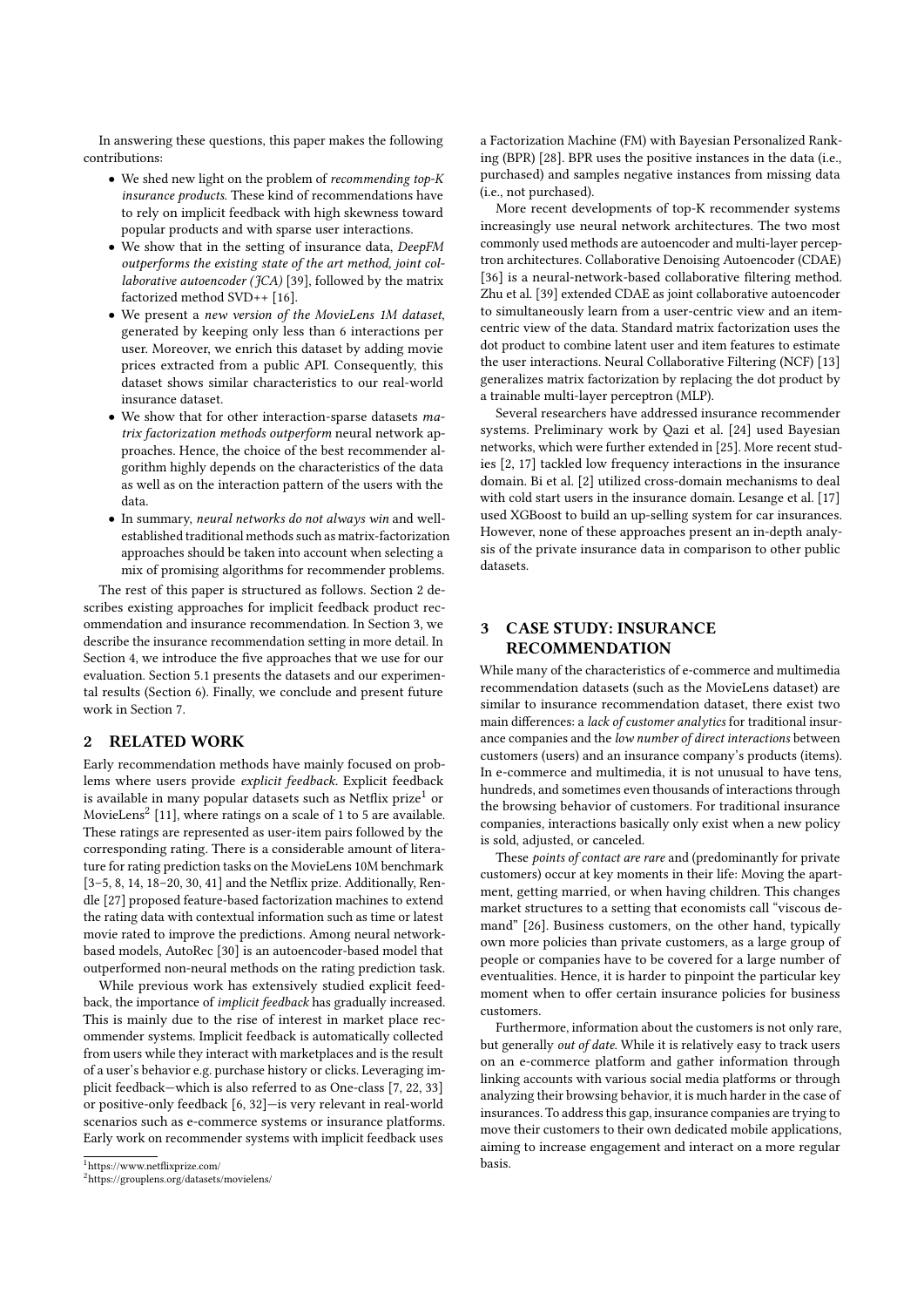In answering these questions, this paper makes the following contributions:

- We shed new light on the problem of *recommending top-K insurance products*. These kind of recommendations have to rely on implicit feedback with high skewness toward popular products and with sparse user interactions.
- We show that in the setting of insurance data, *DeepFM outperforms the existing state of the art method, joint collaborative autoencoder (JCA)* [39], followed by the matrix factorized method SVD++ [16].
- We present a *new version of the MovieLens 1M dataset*, generated by keeping only less than 6 interactions per user. Moreover, we enrich this dataset by adding movie prices extracted from a public API. Consequently, this dataset shows similar characteristics to our real-world insurance dataset.
- We show that for other interaction-sparse datasets *matrix factorization methods outperform* neural network approaches. Hence, the choice of the best recommender algorithm highly depends on the characteristics of the data as well as on the interaction pattern of the users with the data.
- In summary, *neural networks do not always win* and well-established traditional methods such as matrix-factorization approaches should be taken into account when selecting a mix of promising algorithms for recommender problems.

The rest of this paper is structured as follows. Section 2 describes existing approaches for implicit feedback product recommendation and insurance recommendation. In Section 3, we describe the insurance recommendation setting in more detail. In Section 4, we introduce the five approaches that we use for our evaluation. Section 5.1 presents the datasets and our experimental results (Section 6). Finally, we conclude and present future work in Section 7.

## 2 RELATED WORK

Early recommendation methods have mainly focused on problems where users provide *explicit feedback*. Explicit feedback is available in many popular datasets such as Netflix prize[1] or MovieLens[2] [11], where ratings on a scale of 1 to 5 are available. These ratings are represented as user-item pairs followed by the corresponding rating. There is a considerable amount of literature for rating prediction tasks on the MovieLens 10M benchmark [3–5, 8, 14, 18–20, 30, 41] and the Netflix prize. Additionally, Rendle [27] proposed feature-based factorization machines to extend the rating data with contextual information such as time or latest movie rated to improve the predictions. Among neural network-based models, AutoRec [30] is an autoencoder-based model that outperformed non-neural methods on the rating prediction task.

While previous work has extensively studied explicit feedback, the importance of *implicit feedback* has gradually increased. This is mainly due to the rise of interest in market place recommender systems. Implicit feedback is automatically collected from users while they interact with marketplaces and is the result of a user's behavior e.g. purchase history or clicks. Leveraging implicit feedback—which is also referred to as One-class [7, 22, 33] or positive-only feedback [6, 32]—is very relevant in real-world scenarios such as e-commerce systems or insurance platforms. Early work on recommender systems with implicit feedback uses a Factorization Machine (FM) with Bayesian Personalized Ranking (BPR) [28]. BPR uses the positive instances in the data (i.e., purchased) and samples negative instances from missing data (i.e., not purchased).

More recent developments of top-K recommender systems increasingly use neural network architectures. The two most commonly used methods are autoencoder and multi-layer perceptron architectures. Collaborative Denoising Autoencoder (CDAE) [36] is a neural-network-based collaborative filtering method. Zhu et al. [39] extended CDAE as joint collaborative autoencoder to simultaneously learn from a user-centric view and an item-centric view of the data. Standard matrix factorization uses the dot product to combine latent user and item features to estimate the user interactions. Neural Collaborative Filtering (NCF) [13] generalizes matrix factorization by replacing the dot product by a trainable multi-layer perceptron (MLP).

Several researchers have addressed insurance recommender systems. Preliminary work by Qazi et al. [24] used Bayesian networks, which were further extended in [25]. More recent studies [2, 17] tackled low frequency interactions in the insurance domain. Bi et al. [2] utilized cross-domain mechanisms to deal with cold start users in the insurance domain. Lesange et al. [17] used XGBoost to build an up-selling system for car insurances. However, none of these approaches present an in-depth analysis of the private insurance data in comparison to other public datasets.

## 3 CASE STUDY: INSURANCE RECOMMENDATION

While many of the characteristics of e-commerce and multimedia recommendation datasets (such as the MovieLens dataset) are similar to insurance recommendation dataset, there exist two main differences: a *lack of customer analytics* for traditional insurance companies and the *low number of direct interactions* between customers (users) and an insurance company's products (items). In e-commerce and multimedia, it is not unusual to have tens, hundreds, and sometimes even thousands of interactions through the browsing behavior of customers. For traditional insurance companies, interactions basically only exist when a new policy is sold, adjusted, or canceled.

These *points of contact are rare* and (predominantly for private customers) occur at key moments in their life: Moving the apartment, getting married, or when having children. This changes market structures to a setting that economists call "viscous demand" [26]. Business customers, on the other hand, typically own more policies than private customers, as a large group of people or companies have to be covered for a large number of eventualities. Hence, it is harder to pinpoint the particular key moment when to offer certain insurance policies for business customers.

Furthermore, information about the customers is not only rare, but generally *out of date*. While it is relatively easy to track users on an e-commerce platform and gather information through linking accounts with various social media platforms or through analyzing their browsing behavior, it is much harder in the case of insurances. To address this gap, insurance companies are trying to move their customers to their own dedicated mobile applications, aiming to increase engagement and interact on a more regular basis.

[1] https://www.netflixprize.com/

[2] https://grouplens.org/datasets/movielens/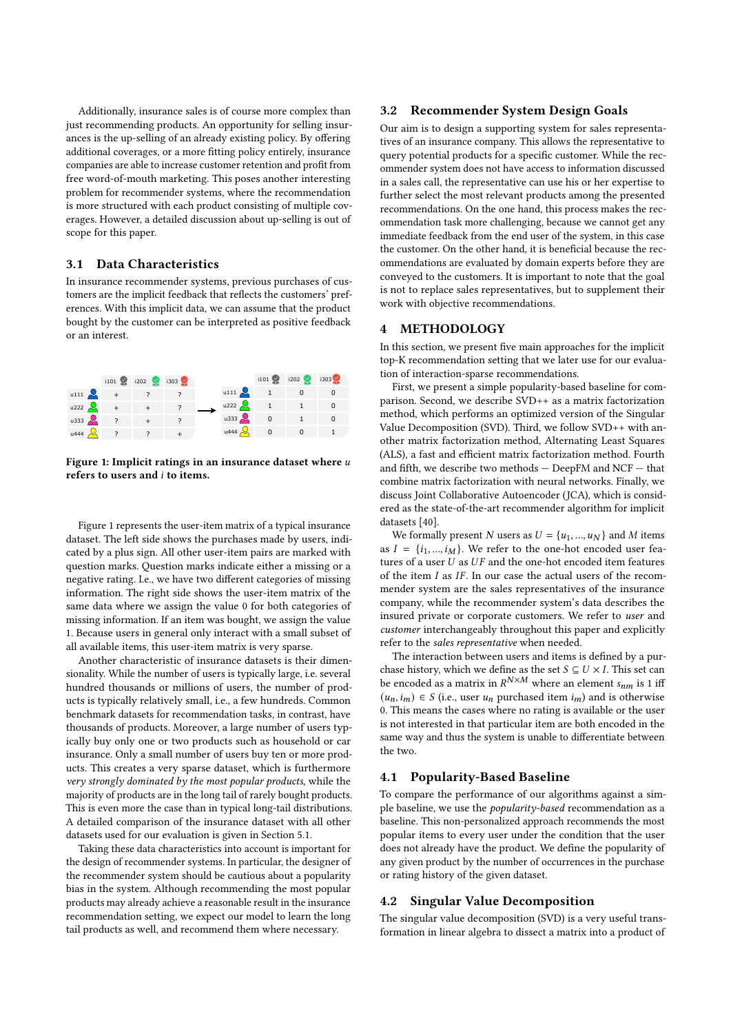Additionally, insurance sales is of course more complex than just recommending products. An opportunity for selling insurances is the up-selling of an already existing policy. By offering additional coverages, or a more fitting policy entirely, insurance companies are able to increase customer retention and profit from free word-of-mouth marketing. This poses another interesting problem for recommender systems, where the recommendation is more structured with each product consisting of multiple coverages. However, a detailed discussion about up-selling is out of scope for this paper.

## 3.1 Data Characteristics

In insurance recommender systems, previous purchases of customers are the implicit feedback that reflects the customers' preferences. With this implicit data, we can assume that the product bought by the customer can be interpreted as positive feedback or an interest.

|  | i101 | i202 | i303 |
|---|---|---|---|
| u111 | + | ? | ? |
| u222 | + | + | ? |
| u333 | ? | + | ? |
| u444 | ? | ? | + |

→

|  | i101 | i202 | i303 |
|---|---|---|---|
| u111 | 1 | 0 | 0 |
| u222 | 1 | 1 | 0 |
| u333 | 0 | 1 | 0 |
| u444 | 0 | 0 | 1 |

**Figure 1: Implicit ratings in an insurance dataset where $u$ refers to users and $i$ to items.**

Figure 1 represents the user-item matrix of a typical insurance dataset. The left side shows the purchases made by users, indicated by a plus sign. All other user-item pairs are marked with question marks. Question marks indicate either a missing or a negative rating. I.e., we have two different categories of missing information. The right side shows the user-item matrix of the same data where we assign the value 0 for both categories of missing information. If an item was bought, we assign the value 1. Because users in general only interact with a small subset of all available items, this user-item matrix is very sparse.

Another characteristic of insurance datasets is their dimensionality. While the number of users is typically large, i.e. several hundred thousands or millions of users, the number of products is typically relatively small, i.e., a few hundreds. Common benchmark datasets for recommendation tasks, in contrast, have thousands of products. Moreover, a large number of users typically buy only one or two products such as household or car insurance. Only a small number of users buy ten or more products. This creates a very sparse dataset, which is furthermore *very strongly dominated by the most popular products*, while the majority of products are in the long tail of rarely bought products. This is even more the case than in typical long-tail distributions. A detailed comparison of the insurance dataset with all other datasets used for our evaluation is given in Section 5.1.

Taking these data characteristics into account is important for the design of recommender systems. In particular, the designer of the recommender system should be cautious about a popularity bias in the system. Although recommending the most popular products may already achieve a reasonable result in the insurance recommendation setting, we expect our model to learn the long tail products as well, and recommend them where necessary.

## 3.2 Recommender System Design Goals

Our aim is to design a supporting system for sales representatives of an insurance company. This allows the representative to query potential products for a specific customer. While the recommender system does not have access to information discussed in a sales call, the representative can use his or her expertise to further select the most relevant products among the presented recommendations. On the one hand, this process makes the recommendation task more challenging, because we cannot get any immediate feedback from the end user of the system, in this case the customer. On the other hand, it is beneficial because the recommendations are evaluated by domain experts before they are conveyed to the customers. It is important to note that the goal is not to replace sales representatives, but to supplement their work with objective recommendations.

# 4 METHODOLOGY

In this section, we present five main approaches for the implicit top-K recommendation setting that we later use for our evaluation of interaction-sparse recommendations.

First, we present a simple popularity-based baseline for comparison. Second, we describe SVD++ as a matrix factorization method, which performs an optimized version of the Singular Value Decomposition (SVD). Third, we follow SVD++ with another matrix factorization method, Alternating Least Squares (ALS), a fast and efficient matrix factorization method. Fourth and fifth, we describe two methods — DeepFM and NCF — that combine matrix factorization with neural networks. Finally, we discuss Joint Collaborative Autoencoder (JCA), which is considered as the state-of-the-art recommender algorithm for implicit datasets [40].

We formally present $N$ users as $U = \{u_1, ..., u_N\}$ and $M$ items as $I = \{i_1, ..., i_M\}$. We refer to the one-hot encoded user features of a user $U$ as $UF$ and the one-hot encoded item features of the item $I$ as $IF$. In our case the actual users of the recommender system are the sales representatives of the insurance company, while the recommender system's data describes the insured private or corporate customers. We refer to *user* and *customer* interchangeably throughout this paper and explicitly refer to the *sales representative* when needed.

The interaction between users and items is defined by a purchase history, which we define as the set $S \subseteq U \times I$. This set can be encoded as a matrix in $R^{N \times M}$ where an element $s_{nm}$ is 1 iff $(u_n, i_m) \in S$ (i.e., user $u_n$ purchased item $i_m$) and is otherwise 0. This means the cases where no rating is available or the user is not interested in that particular item are both encoded in the same way and thus the system is unable to differentiate between the two.

## 4.1 Popularity-Based Baseline

To compare the performance of our algorithms against a simple baseline, we use the *popularity-based* recommendation as a baseline. This non-personalized approach recommends the most popular items to every user under the condition that the user does not already have the product. We define the popularity of any given product by the number of occurrences in the purchase or rating history of the given dataset.

## 4.2 Singular Value Decomposition

The singular value decomposition (SVD) is a very useful transformation in linear algebra to dissect a matrix into a product of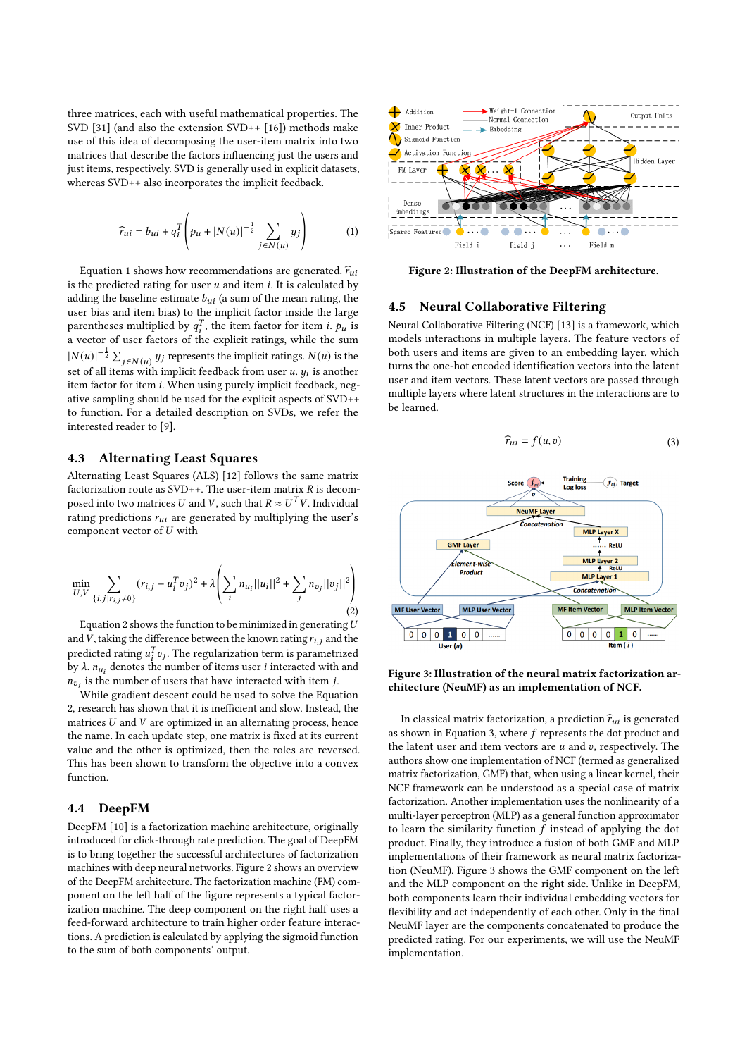three matrices, each with useful mathematical properties. The SVD [31] (and also the extension SVD++ [16]) methods make use of this idea of decomposing the user-item matrix into two matrices that describe the factors influencing just the users and just items, respectively. SVD is generally used in explicit datasets, whereas SVD++ also incorporates the implicit feedback.

$$\hat{r}_{ui} = b_{ui} + q_i^T \left( p_u + |N(u)|^{-\frac{1}{2}} \sum_{j \in N(u)} y_j \right) \tag{1}$$

Equation 1 shows how recommendations are generated. $\hat{r}_{ui}$ is the predicted rating for user $u$ and item $i$. It is calculated by adding the baseline estimate $b_{ui}$ (a sum of the mean rating, the user bias and item bias) to the implicit factor inside the large parentheses multiplied by $q_i^T$, the item factor for item $i$. $p_u$ is a vector of user factors of the explicit ratings, while the sum $|N(u)|^{-\frac{1}{2}} \sum_{j \in N(u)} y_j$ represents the implicit ratings. $N(u)$ is the set of all items with implicit feedback from user $u$. $y_i$ is another item factor for item $i$. When using purely implicit feedback, negative sampling should be used for the explicit aspects of SVD++ to function. For a detailed description on SVDs, we refer the interested reader to [9].

### 4.3 Alternating Least Squares

Alternating Least Squares (ALS) [12] follows the same matrix factorization route as SVD++. The user-item matrix $R$ is decomposed into two matrices $U$ and $V$, such that $R \approx U^T V$. Individual rating predictions $r_{ui}$ are generated by multiplying the user's component vector of $U$ with

$$\min_{U,V} \sum_{\{i,j | r_{i,j} \neq 0\}} (r_{i,j} - u_i^T v_j)^2 + \lambda \left( \sum_i n_{u_i} ||u_i||^2 + \sum_j n_{v_j} ||v_j||^2 \right) \tag{2}$$

Equation 2 shows the function to be minimized in generating $U$ and $V$, taking the difference between the known rating $r_{i,j}$ and the predicted rating $u_i^T v_j$. The regularization term is parametrized by $\lambda$. $n_{u_i}$ denotes the number of items user $i$ interacted with and $n_{v_j}$ is the number of users that have interacted with item $j$.

While gradient descent could be used to solve the Equation 2, research has shown that it is inefficient and slow. Instead, the matrices $U$ and $V$ are optimized in an alternating process, hence the name. In each update step, one matrix is fixed at its current value and the other is optimized, then the roles are reversed. This has been shown to transform the objective into a convex function.

### 4.4 DeepFM

DeepFM [10] is a factorization machine architecture, originally introduced for click-through rate prediction. The goal of DeepFM is to bring together the successful architectures of factorization machines with deep neural networks. Figure 2 shows an overview of the DeepFM architecture. The factorization machine (FM) component on the left half of the figure represents a typical factorization machine. The deep component on the right half uses a feed-forward architecture to train higher order feature interactions. A prediction is calculated by applying the sigmoid function to the sum of both components' output.

**Figure 2: Illustration of the DeepFM architecture.**

### 4.5 Neural Collaborative Filtering

Neural Collaborative Filtering (NCF) [13] is a framework, which models interactions in multiple layers. The feature vectors of both users and items are given to an embedding layer, which turns the one-hot encoded identification vectors into the latent user and item vectors. These latent vectors are passed through multiple layers where latent structures in the interactions are to be learned.

$$\hat{r}_{ui} = f(u, v) \tag{3}$$

**Figure 3: Illustration of the neural matrix factorization architecture (NeuMF) as an implementation of NCF.**

In classical matrix factorization, a prediction $\hat{r}_{ui}$ is generated as shown in Equation 3, where $f$ represents the dot product and the latent user and item vectors are $u$ and $v$, respectively. The authors show one implementation of NCF (termed as generalized matrix factorization, GMF) that, when using a linear kernel, their NCF framework can be understood as a special case of matrix factorization. Another implementation uses the nonlinearity of a multi-layer perceptron (MLP) as a general function approximator to learn the similarity function $f$ instead of applying the dot product. Finally, they introduce a fusion of both GMF and MLP implementations of their framework as neural matrix factorization (NeuMF). Figure 3 shows the GMF component on the left and the MLP component on the right side. Unlike in DeepFM, both components learn their individual embedding vectors for flexibility and act independently of each other. Only in the final NeuMF layer are the components concatenated to produce the predicted rating. For our experiments, we will use the NeuMF implementation.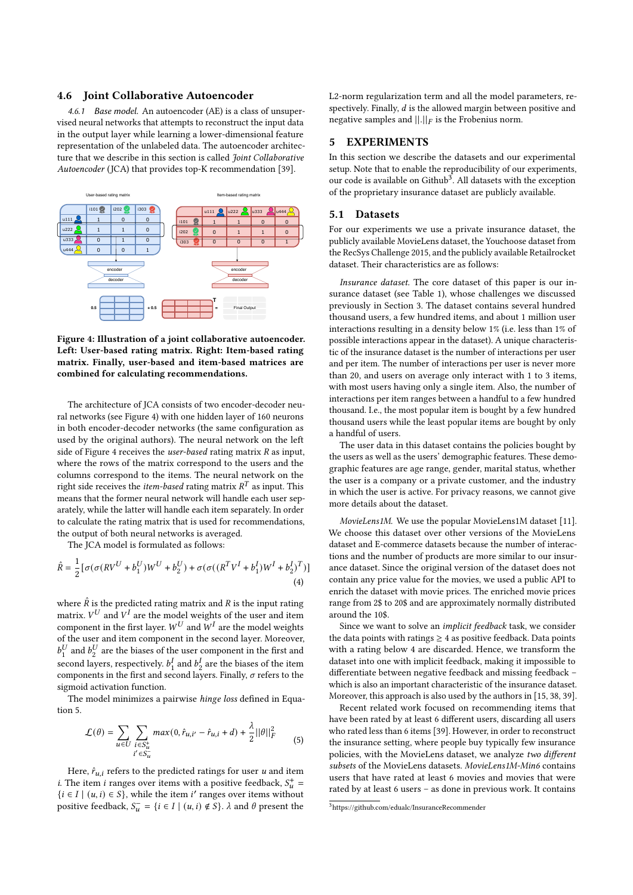## 4.6 Joint Collaborative Autoencoder

*4.6.1 Base model.* An autoencoder (AE) is a class of unsupervised neural networks that attempts to reconstruct the input data in the output layer while learning a lower-dimensional feature representation of the unlabeled data. The autoencoder architecture that we describe in this section is called *Joint Collaborative Autoencoder* (JCA) that provides top-K recommendation [39].

**Figure 4: Illustration of a joint collaborative autoencoder. Left: User-based rating matrix. Right: Item-based rating matrix. Finally, user-based and item-based matrices are combined for calculating recommendations.**

The architecture of JCA consists of two encoder-decoder neural networks (see Figure 4) with one hidden layer of 160 neurons in both encoder-decoder networks (the same configuration as used by the original authors). The neural network on the left side of Figure 4 receives the *user-based* rating matrix $R$ as input, where the rows of the matrix correspond to the users and the columns correspond to the items. The neural network on the right side receives the *item-based* rating matrix $R^T$ as input. This means that the former neural network will handle each user separately, while the latter will handle each item separately. In order to calculate the rating matrix that is used for recommendations, the output of both neural networks is averaged.

The JCA model is formulated as follows:

$$\hat{R} = \frac{1}{2}[\sigma(\sigma(RV^U + b_1^U)W^U + b_2^U) + \sigma(\sigma((R^T V^I + b_1^I)W^I + b_2^I)^T)] \quad (4)$$

where $\hat{R}$ is the predicted rating matrix and $R$ is the input rating matrix. $V^U$ and $V^I$ are the model weights of the user and item component in the first layer. $W^U$ and $W^I$ are the model weights of the user and item component in the second layer. Moreover, $b_1^U$ and $b_2^U$ are the biases of the user component in the first and second layers, respectively. $b_1^I$ and $b_2^I$ are the biases of the item components in the first and second layers. Finally, $\sigma$ refers to the sigmoid activation function.

The model minimizes a pairwise *hinge loss* defined in Equation 5.

$$\mathcal{L}(\theta) = \sum_{u \in U} \sum_{\substack{i \in S_u^+ \\ i' \in S_u^-}} max(0, \hat{r}_{u,i'} - \hat{r}_{u,i} + d) + \frac{\lambda}{2}||\theta||_F^2 \quad (5)$$

Here, $\hat{r}_{u,i}$ refers to the predicted ratings for user $u$ and item $i$. The item $i$ ranges over items with a positive feedback, $S_u^+ = \{i \in I \mid (u,i) \in S\}$, while the item $i'$ ranges over items without positive feedback, $S_u^- = \{i \in I \mid (u,i) \notin S\}$. $\lambda$ and $\theta$ present the L2-norm regularization term and all the model parameters, respectively. Finally, $d$ is the allowed margin between positive and negative samples and $||.||_F$ is the Frobenius norm.

# 5 EXPERIMENTS

In this section we describe the datasets and our experimental setup. Note that to enable the reproducibility of our experiments, our code is available on Github[3]. All datasets with the exception of the proprietary insurance dataset are publicly available.

## 5.1 Datasets

For our experiments we use a private insurance dataset, the publicly available MovieLens dataset, the Youchoose dataset from the RecSys Challenge 2015, and the publicly available Retailrocket dataset. Their characteristics are as follows:

*Insurance dataset.* The core dataset of this paper is our insurance dataset (see Table 1), whose challenges we discussed previously in Section 3. The dataset contains several hundred thousand users, a few hundred items, and about 1 million user interactions resulting in a density below 1% (i.e. less than 1% of possible interactions appear in the dataset). A unique characteristic of the insurance dataset is the number of interactions per user and per item. The number of interactions per user is never more than 20, and users on average only interact with 1 to 3 items, with most users having only a single item. Also, the number of interactions per item ranges between a handful to a few hundred thousand. I.e., the most popular item is bought by a few hundred thousand users while the least popular items are bought by only a handful of users.

The user data in this dataset contains the policies bought by the users as well as the users' demographic features. These demographic features are age range, gender, marital status, whether the user is a company or a private customer, and the industry in which the user is active. For privacy reasons, we cannot give more details about the dataset.

*MovieLens1M.* We use the popular MovieLens1M dataset [11]. We choose this dataset over other versions of the MovieLens dataset and E-commerce datasets because the number of interactions and the number of products are more similar to our insurance dataset. Since the original version of the dataset does not contain any price value for the movies, we used a public API to enrich the dataset with movie prices. The enriched movie prices range from 2$ to 20$ and are approximately normally distributed around the 10$.

Since we want to solve an *implicit feedback* task, we consider the data points with ratings ≥ 4 as positive feedback. Data points with a rating below 4 are discarded. Hence, we transform the dataset into one with implicit feedback, making it impossible to differentiate between negative feedback and missing feedback – which is also an important characteristic of the insurance dataset. Moreover, this approach is also used by the authors in [15, 38, 39].

Recent related work focused on recommending items that have been rated by at least 6 different users, discarding all users who rated less than 6 items [39]. However, in order to reconstruct the insurance setting, where people buy typically few insurance policies, with the MovieLens dataset, we analyze *two different subsets* of the MovieLens datasets. *MovieLens1M-Min6* contains users that have rated at least 6 movies and movies that were rated by at least 6 users – as done in previous work. It contains

[3] https://github.com/edualc/InsuranceRecommender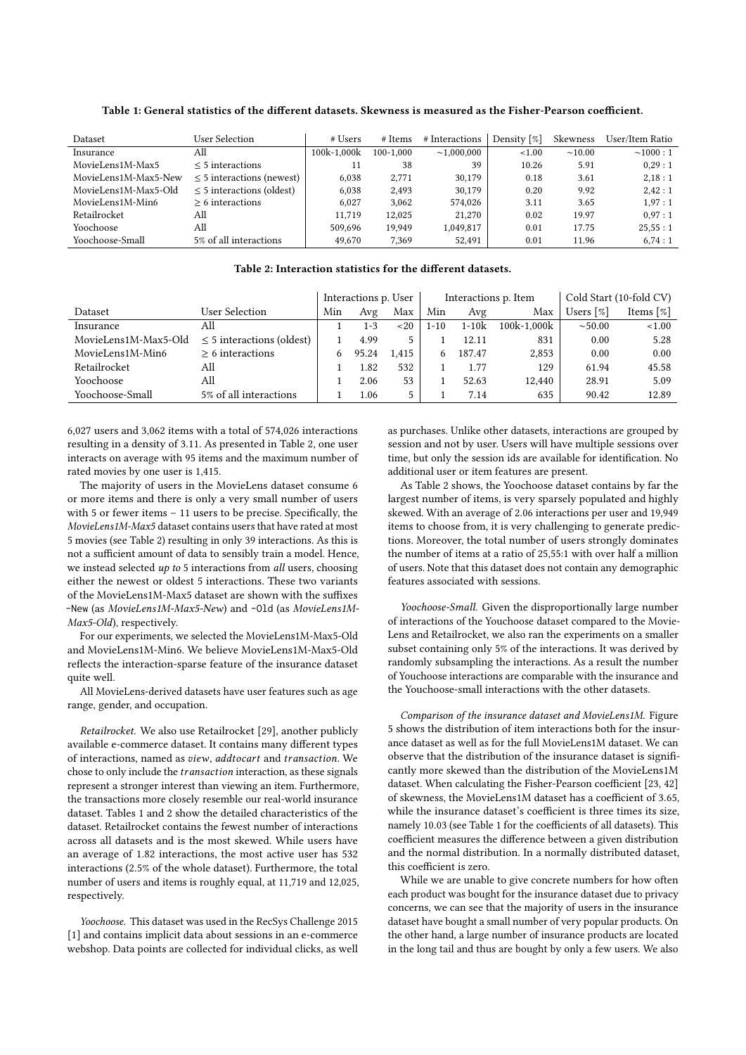**Table 1: General statistics of the different datasets. Skewness is measured as the Fisher-Pearson coefficient.**

| Dataset | User Selection | # Users | # Items | # Interactions | Density [%] | Skewness | User/Item Ratio |
|---|---|---|---|---|---|---|---|
| Insurance | All | 100k-1,000k | 100-1,000 | ~1,000,000 | <1.00 | ~10.00 | ~1000 : 1 |
| MovieLens1M-Max5 | ≤ 5 interactions | 11 | 38 | 39 | 10.26 | 5.91 | 0,29 : 1 |
| MovieLens1M-Max5-New | ≤ 5 interactions (newest) | 6,038 | 2,771 | 30,179 | 0.18 | 3.61 | 2,18 : 1 |
| MovieLens1M-Max5-Old | ≤ 5 interactions (oldest) | 6,038 | 2,493 | 30,179 | 0.20 | 9.92 | 2,42 : 1 |
| MovieLens1M-Min6 | ≥ 6 interactions | 6,027 | 3,062 | 574,026 | 3.11 | 3.65 | 1,97 : 1 |
| Retailrocket | All | 11,719 | 12,025 | 21,270 | 0.02 | 19.97 | 0,97 : 1 |
| Yoochoose | All | 509,696 | 19,949 | 1,049,817 | 0.01 | 17.75 | 25,55 : 1 |
| Yoochoose-Small | 5% of all interactions | 49,670 | 7,369 | 52,491 | 0.01 | 11.96 | 6,74 : 1 |

**Table 2: Interaction statistics for the different datasets.**

| | | Interactions p. User | | | Interactions p. Item | | | Cold Start (10-fold CV) | |
|---|---|---|---|---|---|---|---|---|---|
| Dataset | User Selection | Min | Avg | Max | Min | Avg | Max | Users [%] | Items [%] |
| Insurance | All | 1 | 1-3 | <20 | 1-10 | 1-10k | 100k-1,000k | ~50.00 | <1.00 |
| MovieLens1M-Max5-Old | ≤ 5 interactions (oldest) | 1 | 4.99 | 5 | 1 | 12.11 | 831 | 0.00 | 5.28 |
| MovieLens1M-Min6 | ≥ 6 interactions | 6 | 95.24 | 1,415 | 6 | 187.47 | 2,853 | 0.00 | 0.00 |
| Retailrocket | All | 1 | 1.82 | 532 | 1 | 1.77 | 129 | 61.94 | 45.58 |
| Yoochoose | All | 1 | 2.06 | 53 | 1 | 52.63 | 12,440 | 28.91 | 5.09 |
| Yoochoose-Small | 5% of all interactions | 1 | 1.06 | 5 | 1 | 7.14 | 635 | 90.42 | 12.89 |

6,027 users and 3,062 items with a total of 574,026 interactions resulting in a density of 3.11. As presented in Table 2, one user interacts on average with 95 items and the maximum number of rated movies by one user is 1,415.

The majority of users in the MovieLens dataset consume 6 or more items and there is only a very small number of users with 5 or fewer items – 11 users to be precise. Specifically, the *MovieLens1M-Max5* dataset contains users that have rated at most 5 movies (see Table 2) resulting in only 39 interactions. As this is not a sufficient amount of data to sensibly train a model. Hence, we instead selected *up to* 5 interactions from *all* users, choosing either the newest or oldest 5 interactions. These two variants of the MovieLens1M-Max5 dataset are shown with the suffixes `-New` (as *MovieLens1M-Max5-New*) and `-Old` (as *MovieLens1M-Max5-Old*), respectively.

For our experiments, we selected the MovieLens1M-Max5-Old and MovieLens1M-Min6. We believe MovieLens1M-Max5-Old reflects the interaction-sparse feature of the insurance dataset quite well.

All MovieLens-derived datasets have user features such as age range, gender, and occupation.

*Retailrocket.* We also use Retailrocket [29], another publicly available e-commerce dataset. It contains many different types of interactions, named as *view*, *addtocart* and *transaction*. We chose to only include the *transaction* interaction, as these signals represent a stronger interest than viewing an item. Furthermore, the transactions more closely resemble our real-world insurance dataset. Tables 1 and 2 show the detailed characteristics of the dataset. Retailrocket contains the fewest number of interactions across all datasets and is the most skewed. While users have an average of 1.82 interactions, the most active user has 532 interactions (2.5% of the whole dataset). Furthermore, the total number of users and items is roughly equal, at 11,719 and 12,025, respectively.

*Yoochoose.* This dataset was used in the RecSys Challenge 2015 [1] and contains implicit data about sessions in an e-commerce webshop. Data points are collected for individual clicks, as well as purchases. Unlike other datasets, interactions are grouped by session and not by user. Users will have multiple sessions over time, but only the session ids are available for identification. No additional user or item features are present.

As Table 2 shows, the Yoochoose dataset contains by far the largest number of items, is very sparsely populated and highly skewed. With an average of 2.06 interactions per user and 19,949 items to choose from, it is very challenging to generate predictions. Moreover, the total number of users strongly dominates the number of items at a ratio of 25,55:1 with over half a million of users. Note that this dataset does not contain any demographic features associated with sessions.

*Yoochoose-Small.* Given the disproportionally large number of interactions of the Youchoose dataset compared to the MovieLens and Retailrocket, we also ran the experiments on a smaller subset containing only 5% of the interactions. It was derived by randomly subsampling the interactions. As a result the number of Youchoose interactions are comparable with the insurance and the Youchoose-small interactions with the other datasets.

*Comparison of the insurance dataset and MovieLens1M.* Figure 5 shows the distribution of item interactions both for the insurance dataset as well as for the full MovieLens1M dataset. We can observe that the distribution of the insurance dataset is significantly more skewed than the distribution of the MovieLens1M dataset. When calculating the Fisher-Pearson coefficient [23, 42] of skewness, the MovieLens1M dataset has a coefficient of 3.65, while the insurance dataset's coefficient is three times its size, namely 10.03 (see Table 1 for the coefficients of all datasets). This coefficient measures the difference between a given distribution and the normal distribution. In a normally distributed dataset, this coefficient is zero.

While we are unable to give concrete numbers for how often each product was bought for the insurance dataset due to privacy concerns, we can see that the majority of users in the insurance dataset have bought a small number of very popular products. On the other hand, a large number of insurance products are located in the long tail and thus are bought by only a few users. We also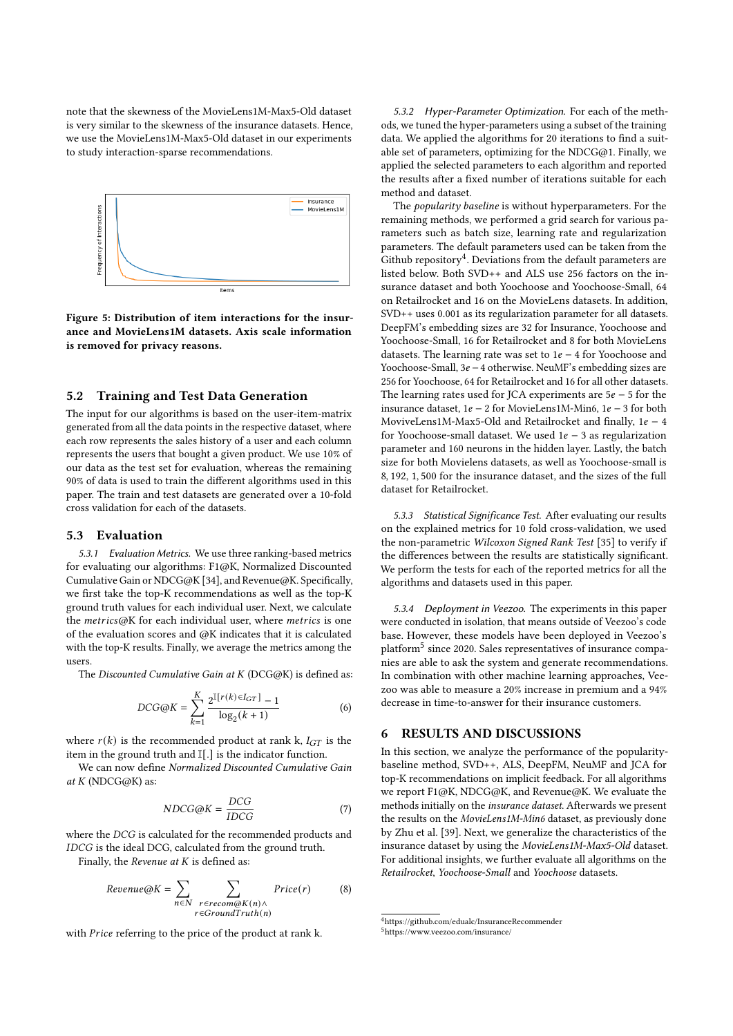note that the skewness of the MovieLens1M-Max5-Old dataset is very similar to the skewness of the insurance datasets. Hence, we use the MovieLens1M-Max5-Old dataset in our experiments to study interaction-sparse recommendations.

**Figure 5: Distribution of item interactions for the insurance and MovieLens1M datasets. Axis scale information is removed for privacy reasons.**

## 5.2 Training and Test Data Generation

The input for our algorithms is based on the user-item-matrix generated from all the data points in the respective dataset, where each row represents the sales history of a user and each column represents the users that bought a given product. We use 10% of our data as the test set for evaluation, whereas the remaining 90% of data is used to train the different algorithms used in this paper. The train and test datasets are generated over a 10-fold cross validation for each of the datasets.

## 5.3 Evaluation

*5.3.1 Evaluation Metrics.* We use three ranking-based metrics for evaluating our algorithms: F1@K, Normalized Discounted Cumulative Gain or NDCG@K [34], and Revenue@K. Specifically, we first take the top-K recommendations as well as the top-K ground truth values for each individual user. Next, we calculate the *metrics*@K for each individual user, where *metrics* is one of the evaluation scores and @K indicates that it is calculated with the top-K results. Finally, we average the metrics among the users.

The *Discounted Cumulative Gain at K* (DCG@K) is defined as:

$$DCG@K = \sum_{k=1}^{K} \frac{2^{\mathbb{I}[r(k) \in I_{GT}]} - 1}{\log_2(k+1)} \tag{6}$$

where $r(k)$ is the recommended product at rank k, $I_{GT}$ is the item in the ground truth and $\mathbb{I}[.]$ is the indicator function.

We can now define *Normalized Discounted Cumulative Gain at K* (NDCG@K) as:

$$NDCG@K = \frac{DCG}{IDCG} \tag{7}$$

where the *DCG* is calculated for the recommended products and *IDCG* is the ideal DCG, calculated from the ground truth.

Finally, the *Revenue at K* is defined as:

$$Revenue@K = \sum_{n \in N} \sum_{\substack{r \in recom@K(n) \wedge \\ r \in GroundTruth(n)}} Price(r) \tag{8}$$

with *Price* referring to the price of the product at rank k.

*5.3.2 Hyper-Parameter Optimization.* For each of the methods, we tuned the hyper-parameters using a subset of the training data. We applied the algorithms for 20 iterations to find a suitable set of parameters, optimizing for the NDCG@1. Finally, we applied the selected parameters to each algorithm and reported the results after a fixed number of iterations suitable for each method and dataset.

The *popularity baseline* is without hyperparameters. For the remaining methods, we performed a grid search for various parameters such as batch size, learning rate and regularization parameters. The default parameters used can be taken from the Github repository[4]. Deviations from the default parameters are listed below. Both SVD++ and ALS use 256 factors on the insurance dataset and both Yoochoose and Yoochoose-Small, 64 on Retailrocket and 16 on the MovieLens datasets. In addition, SVD++ uses 0.001 as its regularization parameter for all datasets. DeepFM's embedding sizes are 32 for Insurance, Yoochoose and Yoochoose-Small, 16 for Retailrocket and 8 for both MovieLens datasets. The learning rate was set to $1e-4$ for Yoochoose and Yoochoose-Small, $3e-4$ otherwise. NeuMF's embedding sizes are 256 for Yoochoose, 64 for Retailrocket and 16 for all other datasets. The learning rates used for JCA experiments are $5e-5$ for the insurance dataset, $1e-2$ for MovieLens1M-Min6, $1e-3$ for both MoviveLens1M-Max5-Old and Retailrocket and finally, $1e-4$ for Yoochoose-small dataset. We used $1e-3$ as regularization parameter and 160 neurons in the hidden layer. Lastly, the batch size for both Movielens datasets, as well as Yoochoose-small is 8, 192, 1, 500 for the insurance dataset, and the sizes of the full dataset for Retailrocket.

*5.3.3 Statistical Significance Test.* After evaluating our results on the explained metrics for 10 fold cross-validation, we used the non-parametric *Wilcoxon Signed Rank Test* [35] to verify if the differences between the results are statistically significant. We perform the tests for each of the reported metrics for all the algorithms and datasets used in this paper.

*5.3.4 Deployment in Veezoo.* The experiments in this paper were conducted in isolation, that means outside of Veezoo's code base. However, these models have been deployed in Veezoo's platform[5] since 2020. Sales representatives of insurance companies are able to ask the system and generate recommendations. In combination with other machine learning approaches, Veezoo was able to measure a 20% increase in premium and a 94% decrease in time-to-answer for their insurance customers.

# 6 RESULTS AND DISCUSSIONS

In this section, we analyze the performance of the popularity-baseline method, SVD++, ALS, DeepFM, NeuMF and JCA for top-K recommendations on implicit feedback. For all algorithms we report F1@K, NDCG@K, and Revenue@K. We evaluate the methods initially on the *insurance dataset*. Afterwards we present the results on the *MovieLens1M-Min6* dataset, as previously done by Zhu et al. [39]. Next, we generalize the characteristics of the insurance dataset by using the *MovieLens1M-Max5-Old* dataset. For additional insights, we further evaluate all algorithms on the *Retailrocket*, *Yoochoose-Small* and *Yoochoose* datasets.

[4] https://github.com/edualc/InsuranceRecommender

[5] https://www.veezoo.com/insurance/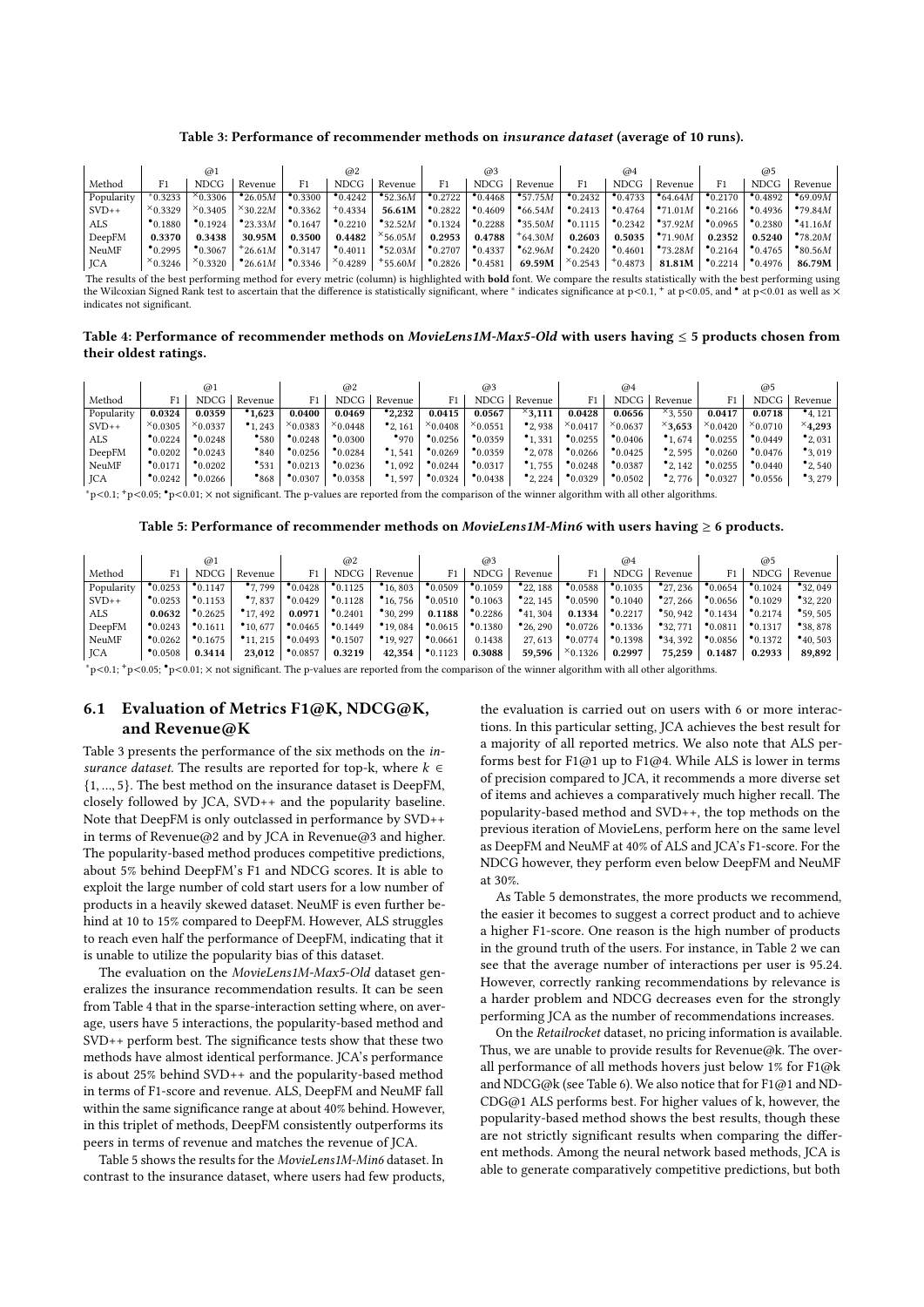**Table 3: Performance of recommender methods on *insurance dataset* (average of 10 runs).**

| | @1 | | | @2 | | | @3 | | | @4 | | | @5 | | |
|---|---|---|---|---|---|---|---|---|---|---|---|---|---|---|---|
| Method | F1 | NDCG | Revenue | F1 | NDCG | Revenue | F1 | NDCG | Revenue | F1 | NDCG | Revenue | F1 | NDCG | Revenue |
| Popularity | $^{*}$0.3233 | $^{\times}$0.3306 | $^{\bullet}$26.05*M* | $^{\bullet}$0.3300 | $^{\bullet}$0.4242 | $^{\bullet}$52.36*M* | $^{\bullet}$0.2722 | $^{\bullet}$0.4468 | $^{\bullet}$57.75*M* | $^{\bullet}$0.2432 | $^{\bullet}$0.4733 | $^{\bullet}$64.64*M* | $^{\bullet}$0.2170 | $^{\bullet}$0.4892 | $^{\bullet}$69.09*M* |
| SVD++ | $^{\times}$0.3329 | $^{\times}$0.3405 | $^{\times}$30.22*M* | $^{\bullet}$0.3362 | $^{+}$0.4334 | **56.61M** | $^{\bullet}$0.2822 | $^{\bullet}$0.4609 | $^{\bullet}$66.54*M* | $^{\bullet}$0.2413 | $^{\bullet}$0.4764 | $^{\bullet}$71.01*M* | $^{\bullet}$0.2166 | $^{\bullet}$0.4936 | $^{\bullet}$79.84*M* |
| ALS | $^{\bullet}$0.1880 | $^{\bullet}$0.1924 | $^{\bullet}$23.33*M* | $^{\bullet}$0.1647 | $^{\bullet}$0.2210 | $^{\bullet}$32.52*M* | $^{\bullet}$0.1324 | $^{\bullet}$0.2288 | $^{\bullet}$35.50*M* | $^{\bullet}$0.1115 | $^{\bullet}$0.2342 | $^{\bullet}$37.92*M* | $^{\bullet}$0.0965 | $^{\bullet}$0.2380 | $^{\bullet}$41.16*M* |
| DeepFM | **0.3370** | **0.3438** | **30.95M** | **0.3500** | **0.4482** | $^{\times}$56.05*M* | **0.2953** | **0.4788** | $^{+}$64.30*M* | **0.2603** | **0.5035** | $^{\bullet}$71.90*M* | **0.2352** | **0.5240** | $^{\bullet}$78.20*M* |
| NeuMF | $^{\bullet}$0.2995 | $^{\bullet}$0.3067 | $^{+}$26.61*M* | $^{\bullet}$0.3147 | $^{\bullet}$0.4011 | $^{\bullet}$52.03*M* | $^{\bullet}$0.2707 | $^{\bullet}$0.4337 | $^{\bullet}$62.96*M* | $^{\bullet}$0.2420 | $^{\bullet}$0.4601 | $^{\bullet}$73.28*M* | $^{\bullet}$0.2164 | $^{\bullet}$0.4765 | $^{\bullet}$80.56*M* |
| JCA | $^{\times}$0.3246 | $^{\times}$0.3320 | $^{\bullet}$26.61*M* | $^{\bullet}$0.3346 | $^{\times}$0.4289 | $^{+}$55.60*M* | $^{\bullet}$0.2826 | $^{\bullet}$0.4581 | **69.59M** | $^{\times}$0.2543 | $^{+}$0.4873 | **81.81M** | $^{\bullet}$0.2214 | $^{\bullet}$0.4976 | **86.79M** |

The results of the best performing method for every metric (column) is highlighted with **bold** font. We compare the results statistically with the best performing using the Wilcoxian Signed Rank test to ascertain that the difference is statistically significant, where $^{*}$ indicates significance at p<0.1, $^{+}$ at p<0.05, and $^{\bullet}$ at p<0.01 as well as $\times$ indicates not significant.

**Table 4: Performance of recommender methods on *MovieLens1M-Max5-Old* with users having ≤ 5 products chosen from their oldest ratings.**

| | @1 | | | @2 | | | @3 | | | @4 | | | @5 | | |
|---|---|---|---|---|---|---|---|---|---|---|---|---|---|---|---|
| Method | F1 | NDCG | Revenue | F1 | NDCG | Revenue | F1 | NDCG | Revenue | F1 | NDCG | Revenue | F1 | NDCG | Revenue |
| Popularity | **0.0324** | **0.0359** | $^{\bullet}$**1,623** | **0.0400** | **0.0469** | $^{\bullet}$**2,232** | **0.0415** | **0.0567** | $^{\times}$**3,111** | **0.0428** | **0.0656** | $^{\times}$3,550 | **0.0417** | **0.0718** | $^{\bullet}$4,121 |
| SVD++ | $^{\times}$0.0305 | $^{\times}$0.0337 | $^{\bullet}$1,243 | $^{\times}$0.0383 | $^{\times}$0.0448 | $^{\bullet}$2,161 | $^{\times}$0.0408 | $^{\times}$0.0551 | $^{\bullet}$2,938 | $^{\times}$0.0417 | $^{\times}$0.0637 | $^{\times}$**3,653** | $^{\times}$0.0420 | $^{\times}$0.0710 | $^{\times}$**4,293** |
| ALS | $^{\bullet}$0.0224 | $^{\bullet}$0.0248 | $^{\bullet}$580 | $^{\bullet}$0.0248 | $^{\bullet}$0.0300 | $^{\bullet}$970 | $^{\bullet}$0.0256 | $^{\bullet}$0.0359 | $^{\bullet}$1,331 | $^{\bullet}$0.0255 | $^{\bullet}$0.0406 | $^{\bullet}$1,674 | $^{\bullet}$0.0255 | $^{\bullet}$0.0449 | $^{\bullet}$2,031 |
| DeepFM | $^{\bullet}$0.0202 | $^{\bullet}$0.0243 | $^{\bullet}$840 | $^{\bullet}$0.0256 | $^{\bullet}$0.0284 | $^{\bullet}$1,541 | $^{\bullet}$0.0269 | $^{\bullet}$0.0359 | $^{\bullet}$2,078 | $^{\bullet}$0.0266 | $^{\bullet}$0.0425 | $^{\bullet}$2,595 | $^{\bullet}$0.0260 | $^{\bullet}$0.0476 | $^{\bullet}$3,019 |
| NeuMF | $^{\bullet}$0.0171 | $^{\bullet}$0.0202 | $^{\bullet}$531 | $^{\bullet}$0.0213 | $^{\bullet}$0.0236 | $^{\bullet}$1,092 | $^{\bullet}$0.0244 | $^{\bullet}$0.0317 | $^{\bullet}$1,755 | $^{\bullet}$0.0248 | $^{\bullet}$0.0387 | $^{\bullet}$2,142 | $^{\bullet}$0.0255 | $^{\bullet}$0.0440 | $^{\bullet}$2,540 |
| JCA | $^{\bullet}$0.0242 | $^{\bullet}$0.0266 | $^{\bullet}$868 | $^{\bullet}$0.0307 | $^{\bullet}$0.0358 | $^{\bullet}$1,597 | $^{\bullet}$0.0324 | $^{\bullet}$0.0438 | $^{\bullet}$2,224 | $^{\bullet}$0.0329 | $^{\bullet}$0.0502 | $^{\bullet}$2,776 | $^{\bullet}$0.0327 | $^{\bullet}$0.0556 | $^{\bullet}$3,279 |

$^{*}$p<0.1; $^{+}$p<0.05; $^{\bullet}$p<0.01; $\times$ not significant. The p-values are reported from the comparison of the winner algorithm with all other algorithms.

**Table 5: Performance of recommender methods on *MovieLens1M-Min6* with users having ≥ 6 products.**

| | @1 | | | @2 | | | @3 | | | @4 | | | @5 | | |
|---|---|---|---|---|---|---|---|---|---|---|---|---|---|---|---|
| Method | F1 | NDCG | Revenue | F1 | NDCG | Revenue | F1 | NDCG | Revenue | F1 | NDCG | Revenue | F1 | NDCG | Revenue |
| Popularity | $^{\bullet}$0.0253 | $^{\bullet}$0.1147 | $^{\bullet}$7,799 | $^{\bullet}$0.0428 | $^{\bullet}$0.1125 | $^{\bullet}$16,803 | $^{\bullet}$0.0509 | $^{\bullet}$0.1059 | $^{\bullet}$22,188 | $^{\bullet}$0.0588 | $^{\bullet}$0.1035 | $^{\bullet}$27,236 | $^{\bullet}$0.0654 | $^{\bullet}$0.1024 | $^{\bullet}$32,049 |
| SVD++ | $^{\bullet}$0.0253 | $^{\bullet}$0.1153 | $^{\bullet}$7,837 | $^{\bullet}$0.0429 | $^{\bullet}$0.1128 | $^{\bullet}$16,756 | $^{\bullet}$0.0510 | $^{\bullet}$0.1063 | $^{\bullet}$22,145 | $^{\bullet}$0.0590 | $^{\bullet}$0.1040 | $^{\bullet}$27,266 | $^{\bullet}$0.0656 | $^{\bullet}$0.1029 | $^{\bullet}$32,220 |
| ALS | **0.0632** | $^{\bullet}$0.2625 | $^{\bullet}$17,492 | **0.0971** | $^{\bullet}$0.2401 | $^{\bullet}$30,299 | **0.1188** | $^{\bullet}$0.2286 | $^{\bullet}$41,304 | **0.1334** | $^{\bullet}$0.2217 | $^{\bullet}$50,942 | $^{\bullet}$0.1434 | $^{\bullet}$0.2174 | $^{\bullet}$59,505 |
| DeepFM | $^{\bullet}$0.0243 | $^{\bullet}$0.1611 | $^{\bullet}$10,677 | $^{\bullet}$0.0465 | $^{\bullet}$0.1449 | $^{\bullet}$19,084 | $^{\bullet}$0.0615 | $^{\bullet}$0.1380 | $^{\bullet}$26,290 | $^{\bullet}$0.0726 | $^{\bullet}$0.1336 | $^{\bullet}$32,771 | $^{\bullet}$0.0811 | $^{\bullet}$0.1317 | $^{\bullet}$38,878 |
| NeuMF | $^{\bullet}$0.0262 | $^{\bullet}$0.1675 | $^{\bullet}$11,215 | $^{\bullet}$0.0493 | $^{\bullet}$0.1507 | $^{\bullet}$19,927 | $^{\bullet}$0.0661 | 0.1438 | 27,613 | $^{\bullet}$0.0774 | $^{\bullet}$0.1398 | $^{\bullet}$34,392 | $^{\bullet}$0.0856 | $^{\bullet}$0.1372 | $^{\bullet}$40,503 |
| JCA | $^{\bullet}$0.0508 | **0.3414** | **23,012** | $^{\bullet}$0.0857 | **0.3219** | **42,354** | $^{\bullet}$0.1123 | **0.3088** | **59,596** | $^{\times}$0.1326 | **0.2997** | **75,259** | **0.1487** | **0.2933** | **89,892** |

$^{*}$p<0.1; $^{+}$p<0.05; $^{\bullet}$p<0.01; $\times$ not significant. The p-values are reported from the comparison of the winner algorithm with all other algorithms.

## 6.1 Evaluation of Metrics F1@K, NDCG@K, and Revenue@K

Table 3 presents the performance of the six methods on the *insurance dataset*. The results are reported for top-k, where $k \in \{1, ..., 5\}$. The best method on the insurance dataset is DeepFM, closely followed by JCA, SVD++ and the popularity baseline. Note that DeepFM is only outclassed in performance by SVD++ in terms of Revenue@2 and by JCA in Revenue@3 and higher. The popularity-based method produces competitive predictions, about 5% behind DeepFM's F1 and NDCG scores. It is able to exploit the large number of cold start users for a low number of products in a heavily skewed dataset. NeuMF is even further behind at 10 to 15% compared to DeepFM. However, ALS struggles to reach even half the performance of DeepFM, indicating that it is unable to utilize the popularity bias of this dataset.

The evaluation on the *MovieLens1M-Max5-Old* dataset generalizes the insurance recommendation results. It can be seen from Table 4 that in the sparse-interaction setting where, on average, users have 5 interactions, the popularity-based method and SVD++ perform best. The significance tests show that these two methods have almost identical performance. JCA's performance is about 25% behind SVD++ and the popularity-based method in terms of F1-score and revenue. ALS, DeepFM and NeuMF fall within the same significance range at about 40% behind. However, in this triplet of methods, DeepFM consistently outperforms its peers in terms of revenue and matches the revenue of JCA.

Table 5 shows the results for the *MovieLens1M-Min6* dataset. In contrast to the insurance dataset, where users had few products, the evaluation is carried out on users with 6 or more interactions. In this particular setting, JCA achieves the best result for a majority of all reported metrics. We also note that ALS performs best for F1@1 up to F1@4. While ALS is lower in terms of precision compared to JCA, it recommends a more diverse set of items and achieves a comparatively much higher recall. The popularity-based method and SVD++, the top methods on the previous iteration of MovieLens, perform here on the same level as DeepFM and NeuMF at 40% of ALS and JCA's F1-score. For the NDCG however, they perform even below DeepFM and NeuMF at 30%.

As Table 5 demonstrates, the more products we recommend, the easier it becomes to suggest a correct product and to achieve a higher F1-score. One reason is the high number of products in the ground truth of the users. For instance, in Table 2 we can see that the average number of interactions per user is 95.24. However, correctly ranking recommendations by relevance is a harder problem and NDCG decreases even for the strongly performing JCA as the number of recommendations increases.

On the *Retailrocket* dataset, no pricing information is available. Thus, we are unable to provide results for Revenue@k. The overall performance of all methods hovers just below 1% for F1@k and NDCG@k (see Table 6). We also notice that for F1@1 and NDCDG@1 ALS performs best. For higher values of k, however, the popularity-based method shows the best results, though these are not strictly significant results when comparing the different methods. Among the neural network based methods, JCA is able to generate comparatively competitive predictions, but both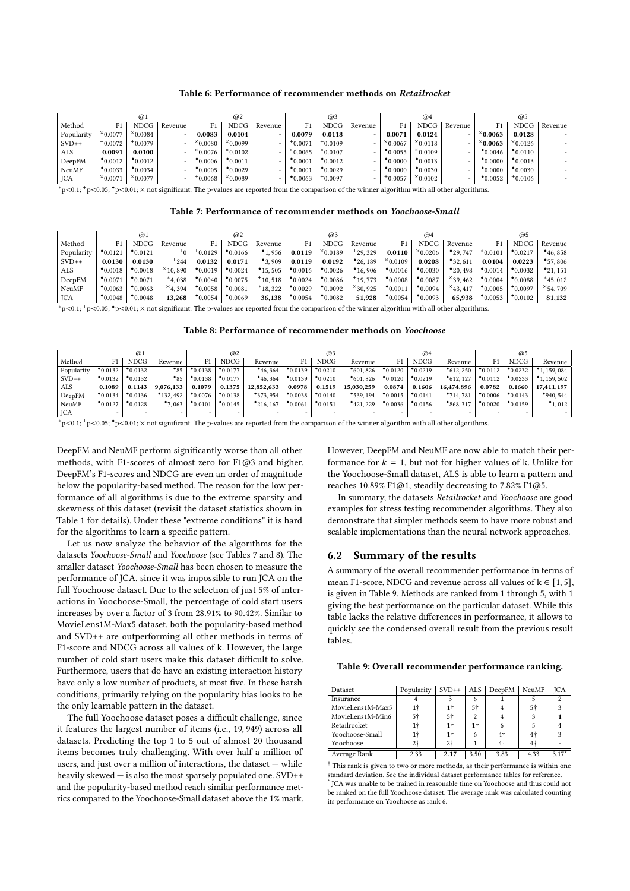**Table 6: Performance of recommender methods on *Retailrocket***

| | @1 | | | @2 | | | @3 | | | @4 | | | @5 | | |
|---|---|---|---|---|---|---|---|---|---|---|---|---|---|---|---|
| Method | F1 | NDCG | Revenue | F1 | NDCG | Revenue | F1 | NDCG | Revenue | F1 | NDCG | Revenue | F1 | NDCG | Revenue |
| Popularity | ×0.0077 | ×0.0084 | - | **0.0083** | **0.0104** | - | **0.0079** | **0.0118** | - | **0.0071** | **0.0124** | - | ×**0.0063** | **0.0128** | - |
| SVD++ | +0.0072 | +0.0079 | - | ×0.0080 | ×0.0099 | - | +0.0071 | +0.0109 | - | ×0.0067 | ×0.0118 | - | ×**0.0063** | ×0.0126 | - |
| ALS | **0.0091** | **0.0100** | - | ×0.0076 | ×0.0102 | - | ×0.0065 | ×0.0107 | - | •0.0055 | ×0.0109 | - | •0.0046 | •0.0110 | - |
| DeepFM | •0.0012 | •0.0012 | - | •0.0006 | •0.0011 | - | •0.0001 | •0.0012 | - | •0.0000 | •0.0013 | - | •0.0000 | •0.0013 | - |
| NeuMF | •0.0033 | •0.0034 | - | •0.0005 | •0.0029 | - | •0.0001 | •0.0029 | - | •0.0000 | •0.0030 | - | •0.0000 | •0.0030 | - |
| JCA | ×0.0071 | ×0.0077 | - | +0.0068 | ×0.0089 | - | •0.0063 | +0.0097 | - | +0.0057 | ×0.0102 | - | •0.0052 | +0.0106 | - |

*p<0.1; +p<0.05; •p<0.01; × not significant. The p-values are reported from the comparison of the winner algorithm with all other algorithms.

**Table 7: Performance of recommender methods on *Yoochoose-Small***

| | @1 | | | @2 | | | @3 | | | @4 | | | @5 | | |
|---|---|---|---|---|---|---|---|---|---|---|---|---|---|---|---|
| Method | F1 | NDCG | Revenue | F1 | NDCG | Revenue | F1 | NDCG | Revenue | F1 | NDCG | Revenue | F1 | NDCG | Revenue |
| Popularity | •0.0121 | •0.0121 | +0 | +0.0129 | •0.0166 | •1,956 | **0.0119** | ×0.0189 | +29,329 | **0.0110** | ×0.0206 | •29,747 | ×0.0101 | •0.0217 | •46,858 |
| SVD++ | **0.0130** | **0.0130** | +244 | **0.0132** | **0.0171** | •3,909 | **0.0119** | **0.0192** | •26,189 | ×0.0109 | **0.0208** | •32,611 | **0.0104** | **0.0223** | •57,806 |
| ALS | •0.0018 | •0.0018 | ×10,890 | •0.0019 | •0.0024 | •15,505 | •0.0016 | •0.0026 | •16,906 | •0.0016 | •0.0030 | •20,498 | •0.0014 | •0.0032 | •21,151 |
| DeepFM | •0.0071 | •0.0071 | *4,038 | •0.0040 | •0.0075 | +10,518 | •0.0024 | •0.0086 | +19,773 | •0.0008 | •0.0087 | ×39,462 | •0.0004 | •0.0088 | *45,012 |
| NeuMF | •0.0063 | •0.0063 | ×4,394 | •0.0058 | •0.0081 | *18,322 | •0.0029 | •0.0092 | ×30,925 | •0.0011 | •0.0094 | ×43,417 | •0.0005 | •0.0097 | ×54,709 |
| JCA | •0.0048 | •0.0048 | **13,268** | •0.0054 | •0.0069 | **36,138** | •0.0054 | •0.0082 | **51,928** | •0.0054 | •0.0093 | **65,938** | •0.0053 | •0.0102 | **81,132** |

*p<0.1; +p<0.05; •p<0.01; × not significant. The p-values are reported from the comparison of the winner algorithm with all other algorithms.

**Table 8: Performance of recommender methods on *Yoochoose***

| | @1 | | | @2 | | | @3 | | | @4 | | | @5 | | |
|---|---|---|---|---|---|---|---|---|---|---|---|---|---|---|---|
| Method | F1 | NDCG | Revenue | F1 | NDCG | Revenue | F1 | NDCG | Revenue | F1 | NDCG | Revenue | F1 | NDCG | Revenue |
| Popularity | •0.0132 | •0.0132 | •85 | •0.0138 | •0.0177 | •46,364 | •0.0139 | •0.0210 | •601,826 | •0.0120 | •0.0219 | •612,250 | •0.0112 | •0.0232 | •1,159,084 |
| SVD++ | •0.0132 | •0.0132 | •85 | •0.0138 | •0.0177 | •46,364 | •0.0139 | •0.0210 | •601,826 | •0.0120 | •0.0219 | •612,127 | •0.0112 | •0.0233 | •1,159,502 |
| ALS | **0.1089** | **0.1143** | **9,076,133** | **0.1079** | **0.1375** | **12,852,633** | **0.0978** | **0.1519** | **15,030,259** | **0.0874** | **0.1606** | **16,474,896** | **0.0782** | **0.1660** | **17,411,197** |
| DeepFM | •0.0134 | •0.0136 | •132,492 | •0.0076 | •0.0138 | •373,954 | •0.0038 | •0.0140 | •539,194 | •0.0015 | •0.0141 | •714,781 | •0.0006 | •0.0143 | •940,544 |
| NeuMF | •0.0127 | •0.0128 | •7,063 | •0.0101 | •0.0145 | •216,167 | •0.0061 | •0.0151 | •421,229 | •0.0036 | •0.0156 | •868,317 | •0.0020 | •0.0159 | •1,012 |
| JCA | - | - | - | - | - | - | - | - | - | - | - | - | - | - | - |

*p<0.1; +p<0.05; •p<0.01; × not significant. The p-values are reported from the comparison of the winner algorithm with all other algorithms.

DeepFM and NeuMF perform significantly worse than all other methods, with F1-scores of almost zero for F1@3 and higher. DeepFM's F1-scores and NDCG are even an order of magnitude below the popularity-based method. The reason for the low performance of all algorithms is due to the extreme sparsity and skewness of this dataset (revisit the dataset statistics shown in Table 1 for details). Under these "extreme conditions" it is hard for the algorithms to learn a specific pattern.

Let us now analyze the behavior of the algorithms for the datasets *Yoochoose-Small* and *Yoochoose* (see Tables 7 and 8). The smaller dataset *Yoochoose-Small* has been chosen to measure the performance of JCA, since it was impossible to run JCA on the full Yoochoose dataset. Due to the selection of just 5% of interactions in Yoochoose-Small, the percentage of cold start users increases by over a factor of 3 from 28.91% to 90.42%. Similar to MovieLens1M-Max5 dataset, both the popularity-based method and SVD++ are outperforming all other methods in terms of F1-score and NDCG across all values of k. However, the large number of cold start users make this dataset difficult to solve. Furthermore, users that do have an existing interaction history have only a low number of products, at most five. In these harsh conditions, primarily relying on the popularity bias looks to be the only learnable pattern in the dataset.

The full Yoochoose dataset poses a difficult challenge, since it features the largest number of items (i.e., 19,949) across all datasets. Predicting the top 1 to 5 out of almost 20 thousand items becomes truly challenging. With over half a million of users, and just over a million of interactions, the dataset — while heavily skewed — is also the most sparsely populated one. SVD++ and the popularity-based method reach similar performance metrics compared to the Yoochoose-Small dataset above the 1% mark. However, DeepFM and NeuMF are now able to match their performance for $k = 1$, but not for higher values of k. Unlike for the Yoochoose-Small dataset, ALS is able to learn a pattern and reaches 10.89% F1@1, steadily decreasing to 7.82% F1@5.

In summary, the datasets *Retailrocket* and *Yoochoose* are good examples for stress testing recommender algorithms. They also demonstrate that simpler methods seem to have more robust and scalable implementations than the neural network approaches.

## 6.2 Summary of the results

A summary of the overall recommender performance in terms of mean F1-score, NDCG and revenue across all values of $k \in [1, 5]$, is given in Table 9. Methods are ranked from 1 through 5, with 1 giving the best performance on the particular dataset. While this table lacks the relative differences in performance, it allows to quickly see the condensed overall result from the previous result tables.

**Table 9: Overall recommender performance ranking.**

| Dataset | Popularity | SVD++ | ALS | DeepFM | NeuMF | JCA |
|---|---|---|---|---|---|---|
| Insurance | 4 | 3 | 6 | **1** | 5 | 2 |
| MovieLens1M-Max5 | **1**† | **1**† | 5† | 4 | 5† | 3 |
| MovieLens1M-Min6 | 5† | 2 | 4 | 3 | **1** | |
| Retailrocket | **1**† | **1**† | **1**† | 6 | 5 | 4 |
| Yoochoose-Small | **1**† | **1**† | 6 | 4† | 4† | 3 |
| Yoochoose | 2† | 2† | **1** | 4† | 4† | - |
| Average Rank | 2.33 | **2.17** | 3.50 | 3.83 | 4.33 | 3.17* |

† This rank is given to two or more methods, as their performance is within one standard deviation. See the individual dataset performance tables for reference.
* JCA was unable to be trained in reasonable time on Yoochoose and thus could not be ranked on the full Yoochoose dataset. The average rank was calculated counting its performance on Yoochoose as rank 6.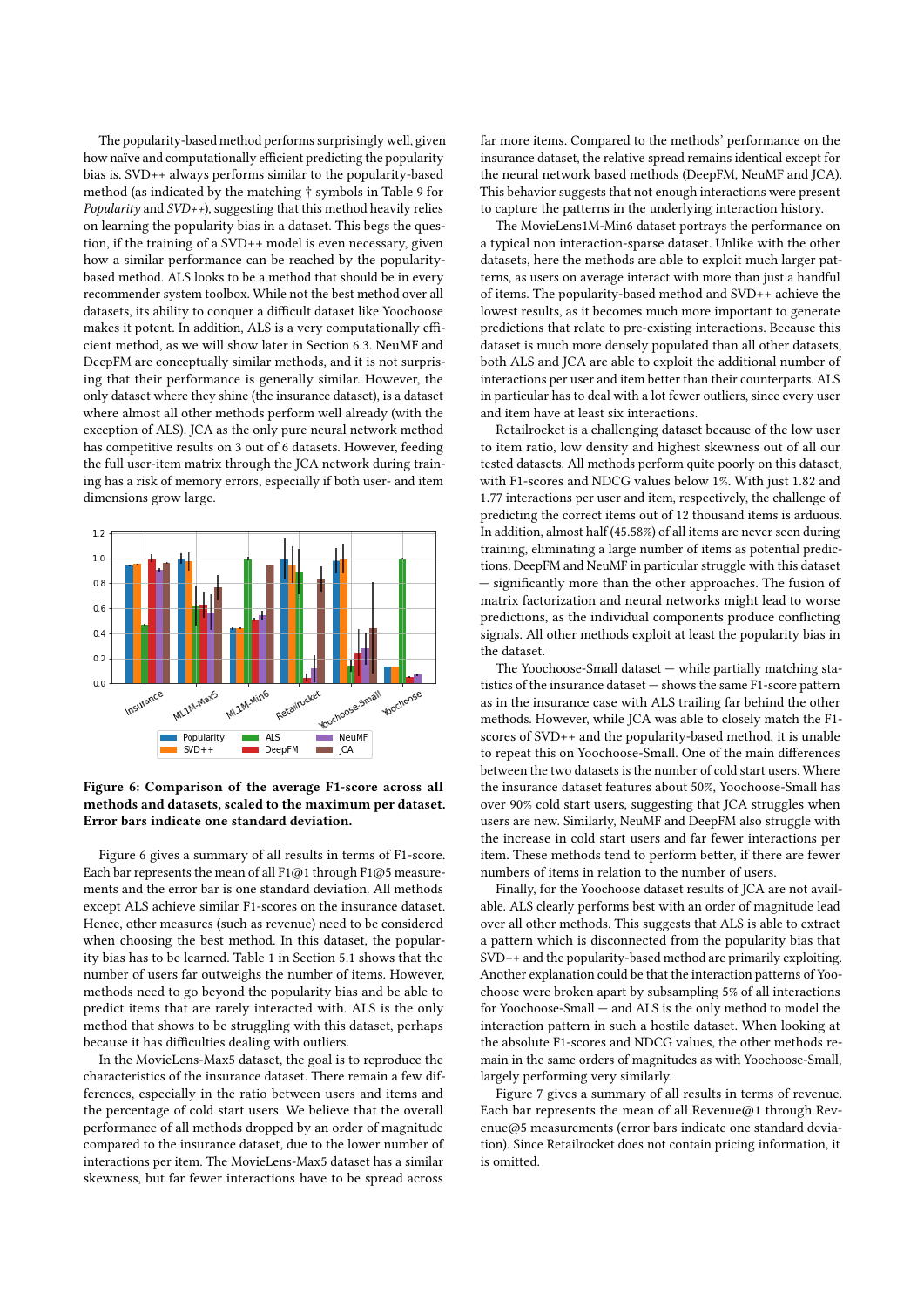The popularity-based method performs surprisingly well, given how naïve and computationally efficient predicting the popularity bias is. SVD++ always performs similar to the popularity-based method (as indicated by the matching † symbols in Table 9 for *Popularity* and *SVD++*), suggesting that this method heavily relies on learning the popularity bias in a dataset. This begs the question, if the training of a SVD++ model is even necessary, given how a similar performance can be reached by the popularity-based method. ALS looks to be a method that should be in every recommender system toolbox. While not the best method over all datasets, its ability to conquer a difficult dataset like Yoochoose makes it potent. In addition, ALS is a very computationally efficient method, as we will show later in Section 6.3. NeuMF and DeepFM are conceptually similar methods, and it is not surprising that their performance is generally similar. However, the only dataset where they shine (the insurance dataset), is a dataset where almost all other methods perform well already (with the exception of ALS). JCA as the only pure neural network method has competitive results on 3 out of 6 datasets. However, feeding the full user-item matrix through the JCA network during training has a risk of memory errors, especially if both user- and item dimensions grow large.

**Figure 6: Comparison of the average F1-score across all methods and datasets, scaled to the maximum per dataset. Error bars indicate one standard deviation.**

Figure 6 gives a summary of all results in terms of F1-score. Each bar represents the mean of all F1@1 through F1@5 measurements and the error bar is one standard deviation. All methods except ALS achieve similar F1-scores on the insurance dataset. Hence, other measures (such as revenue) need to be considered when choosing the best method. In this dataset, the popularity bias has to be learned. Table 1 in Section 5.1 shows that the number of users far outweighs the number of items. However, methods need to go beyond the popularity bias and be able to predict items that are rarely interacted with. ALS is the only method that shows to be struggling with this dataset, perhaps because it has difficulties dealing with outliers.

In the MovieLens-Max5 dataset, the goal is to reproduce the characteristics of the insurance dataset. There remain a few differences, especially in the ratio between users and items and the percentage of cold start users. We believe that the overall performance of all methods dropped by an order of magnitude compared to the insurance dataset, due to the lower number of interactions per item. The MovieLens-Max5 dataset has a similar skewness, but far fewer interactions have to be spread across far more items. Compared to the methods' performance on the insurance dataset, the relative spread remains identical except for the neural network based methods (DeepFM, NeuMF and JCA). This behavior suggests that not enough interactions were present to capture the patterns in the underlying interaction history.

The MovieLens1M-Min6 dataset portrays the performance on a typical non interaction-sparse dataset. Unlike with the other datasets, here the methods are able to exploit much larger patterns, as users on average interact with more than just a handful of items. The popularity-based method and SVD++ achieve the lowest results, as it becomes much more important to generate predictions that relate to pre-existing interactions. Because this dataset is much more densely populated than all other datasets, both ALS and JCA are able to exploit the additional number of interactions per user and item better than their counterparts. ALS in particular has to deal with a lot fewer outliers, since every user and item have at least six interactions.

Retailrocket is a challenging dataset because of the low user to item ratio, low density and highest skewness out of all our tested datasets. All methods perform quite poorly on this dataset, with F1-scores and NDCG values below 1%. With just 1.82 and 1.77 interactions per user and item, respectively, the challenge of predicting the correct items out of 12 thousand items is arduous. In addition, almost half (45.58%) of all items are never seen during training, eliminating a large number of items as potential predictions. DeepFM and NeuMF in particular struggle with this dataset — significantly more than the other approaches. The fusion of matrix factorization and neural networks might lead to worse predictions, as the individual components produce conflicting signals. All other methods exploit at least the popularity bias in the dataset.

The Yoochoose-Small dataset — while partially matching statistics of the insurance dataset — shows the same F1-score pattern as in the insurance case with ALS trailing far behind the other methods. However, while JCA was able to closely match the F1-scores of SVD++ and the popularity-based method, it is unable to repeat this on Yoochoose-Small. One of the main differences between the two datasets is the number of cold start users. Where the insurance dataset features about 50%, Yoochoose-Small has over 90% cold start users, suggesting that JCA struggles when users are new. Similarly, NeuMF and DeepFM also struggle with the increase in cold start users and far fewer interactions per item. These methods tend to perform better, if there are fewer numbers of items in relation to the number of users.

Finally, for the Yoochoose dataset results of JCA are not available. ALS clearly performs best with an order of magnitude lead over all other methods. This suggests that ALS is able to extract a pattern which is disconnected from the popularity bias that SVD++ and the popularity-based method are primarily exploiting. Another explanation could be that the interaction patterns of Yoochoose were broken apart by subsampling 5% of all interactions for Yoochoose-Small — and ALS is the only method to model the interaction pattern in such a hostile dataset. When looking at the absolute F1-scores and NDCG values, the other methods remain in the same orders of magnitudes as with Yoochoose-Small, largely performing very similarly.

Figure 7 gives a summary of all results in terms of revenue. Each bar represents the mean of all Revenue@1 through Revenue@5 measurements (error bars indicate one standard deviation). Since Retailrocket does not contain pricing information, it is omitted.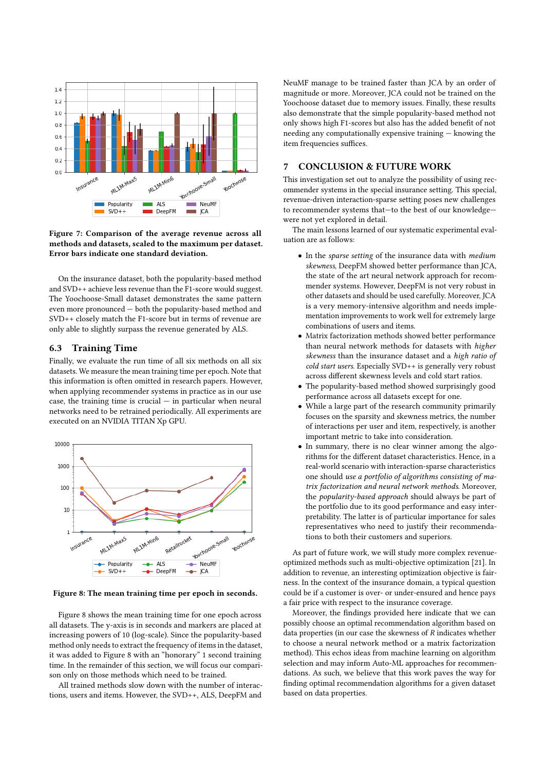Figure 7: Comparison of the average revenue across all methods and datasets, scaled to the maximum per dataset. Error bars indicate one standard deviation.

On the insurance dataset, both the popularity-based method and SVD++ achieve less revenue than the F1-score would suggest. The Yoochoose-Small dataset demonstrates the same pattern even more pronounced — both the popularity-based method and SVD++ closely match the F1-score but in terms of revenue are only able to slightly surpass the revenue generated by ALS.

## 6.3 Training Time

Finally, we evaluate the run time of all six methods on all six datasets. We measure the mean training time per epoch. Note that this information is often omitted in research papers. However, when applying recommender systems in practice as in our use case, the training time is crucial — in particular when neural networks need to be retrained periodically. All experiments are executed on an NVIDIA TITAN Xp GPU.

Figure 8: The mean training time per epoch in seconds.

Figure 8 shows the mean training time for one epoch across all datasets. The y-axis is in seconds and markers are placed at increasing powers of 10 (log-scale). Since the popularity-based method only needs to extract the frequency of items in the dataset, it was added to Figure 8 with an "honorary" 1 second training time. In the remainder of this section, we will focus our comparison only on those methods which need to be trained.

All trained methods slow down with the number of interactions, users and items. However, the SVD++, ALS, DeepFM and NeuMF manage to be trained faster than JCA by an order of magnitude or more. Moreover, JCA could not be trained on the Yoochoose dataset due to memory issues. Finally, these results also demonstrate that the simple popularity-based method not only shows high F1-scores but also has the added benefit of not needing any computationally expensive training — knowing the item frequencies suffices.

## 7 CONCLUSION & FUTURE WORK

This investigation set out to analyze the possibility of using recommender systems in the special insurance setting. This special, revenue-driven interaction-sparse setting poses new challenges to recommender systems that—to the best of our knowledge—were not yet explored in detail.

The main lessons learned of our systematic experimental evaluation are as follows:

- In the *sparse setting* of the insurance data with *medium skewness*, DeepFM showed better performance than JCA, the state of the art neural network approach for recommender systems. However, DeepFM is not very robust in other datasets and should be used carefully. Moreover, JCA is a very memory-intensive algorithm and needs implementation improvements to work well for extremely large combinations of users and items.
- Matrix factorization methods showed better performance than neural network methods for datasets with *higher skewness* than the insurance dataset and a *high ratio of cold start users*. Especially SVD++ is generally very robust across different skewness levels and cold start ratios.
- The popularity-based method showed surprisingly good performance across all datasets except for one.
- While a large part of the research community primarily focuses on the sparsity and skewness metrics, the number of interactions per user and item, respectively, is another important metric to take into consideration.
- In summary, there is no clear winner among the algorithms for the different dataset characteristics. Hence, in a real-world scenario with interaction-sparse characteristics one should *use a portfolio of algorithms consisting of matrix factorization and neural network methods*. Moreover, the *popularity-based approach* should always be part of the portfolio due to its good performance and easy interpretability. The latter is of particular importance for sales representatives who need to justify their recommendations to both their customers and superiors.

As part of future work, we will study more complex revenue-optimized methods such as multi-objective optimization [21]. In addition to revenue, an interesting optimization objective is fairness. In the context of the insurance domain, a typical question could be if a customer is over- or under-ensured and hence pays a fair price with respect to the insurance coverage.

Moreover, the findings provided here indicate that we can possibly choose an optimal recommendation algorithm based on data properties (in our case the skewness of $R$ indicates whether to choose a neural network method or a matrix factorization method). This echos ideas from machine learning on algorithm selection and may inform Auto-ML approaches for recommendations. As such, we believe that this work paves the way for finding optimal recommendation algorithms for a given dataset based on data properties.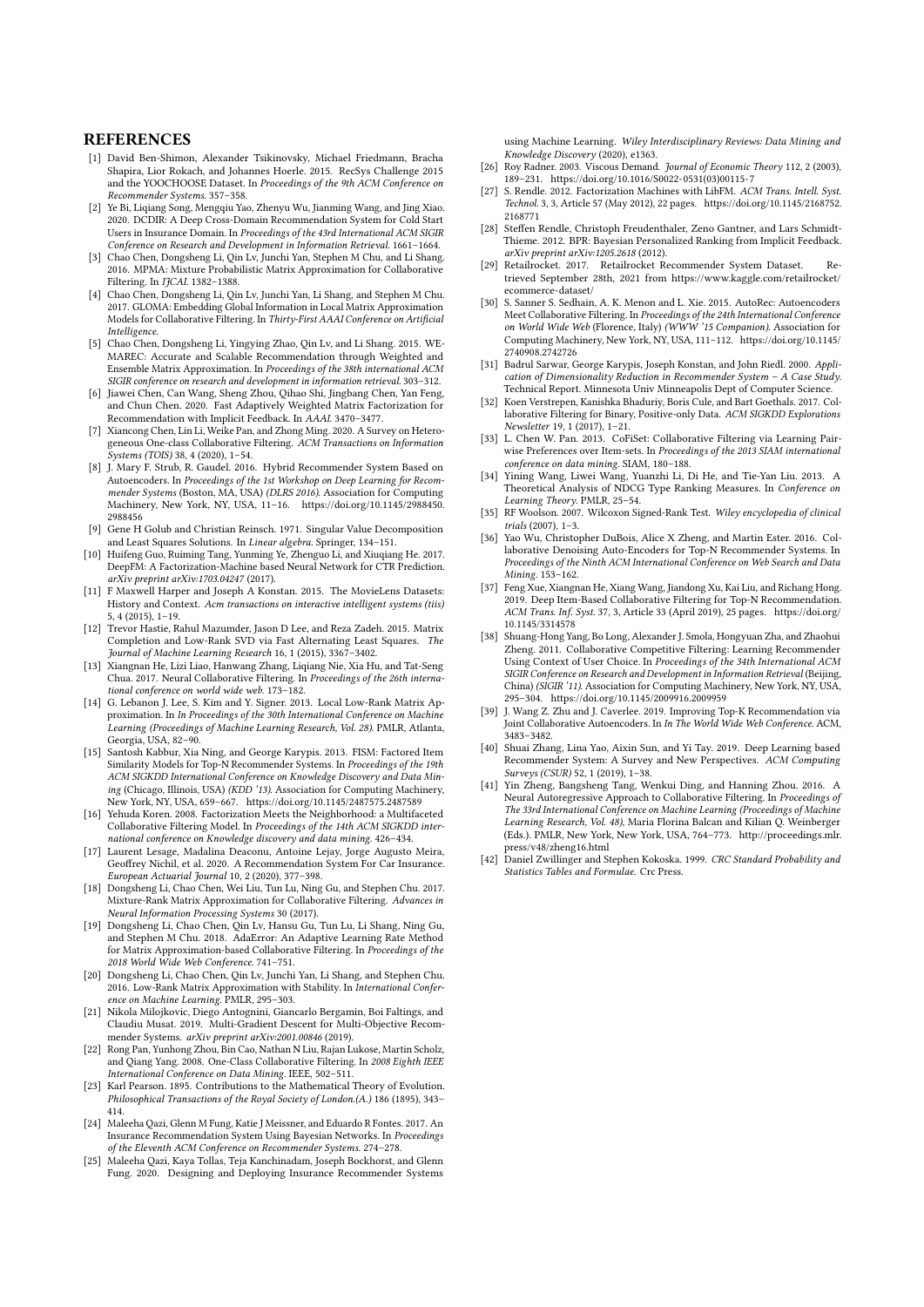## REFERENCES

[1] David Ben-Shimon, Alexander Tsikinovsky, Michael Friedmann, Bracha Shapira, Lior Rokach, and Johannes Hoerle. 2015. RecSys Challenge 2015 and the YOOCHOOSE Dataset. In *Proceedings of the 9th ACM Conference on Recommender Systems*. 357–358.

[2] Ye Bi, Liqiang Song, Mengqiu Yao, Zhenyu Wu, Jianming Wang, and Jing Xiao. 2020. DCDIR: A Deep Cross-Domain Recommendation System for Cold Start Users in Insurance Domain. In *Proceedings of the 43rd International ACM SIGIR Conference on Research and Development in Information Retrieval*. 1661–1664.

[3] Chao Chen, Dongsheng Li, Qin Lv, Junchi Yan, Stephen M Chu, and Li Shang. 2016. MPMA: Mixture Probabilistic Matrix Approximation for Collaborative Filtering. In *IJCAI*. 1382–1388.

[4] Chao Chen, Dongsheng Li, Qin Lv, Junchi Yan, Li Shang, and Stephen M Chu. 2017. GLOMA: Embedding Global Information in Local Matrix Approximation Models for Collaborative Filtering. In *Thirty-First AAAI Conference on Artificial Intelligence*.

[5] Chao Chen, Dongsheng Li, Yingying Zhao, Qin Lv, and Li Shang. 2015. WEMAREC: Accurate and Scalable Recommendation through Weighted and Ensemble Matrix Approximation. In *Proceedings of the 38th international ACM SIGIR conference on research and development in information retrieval*. 303–312.

[6] Jiawei Chen, Can Wang, Sheng Zhou, Qihao Shi, Jingbang Chen, Yan Feng, and Chun Chen. 2020. Fast Adaptively Weighted Matrix Factorization for Recommendation with Implicit Feedback. In *AAAI*. 3470–3477.

[7] Xiancong Chen, Lin Li, Weike Pan, and Zhong Ming. 2020. A Survey on Heterogeneous One-class Collaborative Filtering. *ACM Transactions on Information Systems (TOIS)* 38, 4 (2020), 1–54.

[8] J. Mary F. Strub, R. Gaudel. 2016. Hybrid Recommender System Based on Autoencoders. In *Proceedings of the 1st Workshop on Deep Learning for Recommender Systems* (Boston, MA, USA) *(DLRS 2016)*. Association for Computing Machinery, New York, NY, USA, 11–16. https://doi.org/10.1145/2988450.2988456

[9] Gene H Golub and Christian Reinsch. 1971. Singular Value Decomposition and Least Squares Solutions. In *Linear algebra*. Springer, 134–151.

[10] Huifeng Guo, Ruiming Tang, Yunming Ye, Zhenguo Li, and Xiuqiang He. 2017. DeepFM: A Factorization-Machine based Neural Network for CTR Prediction. *arXiv preprint arXiv:1703.04247* (2017).

[11] F Maxwell Harper and Joseph A Konstan. 2015. The MovieLens Datasets: History and Context. *Acm transactions on interactive intelligent systems (tiis)* 5, 4 (2015), 1–19.

[12] Trevor Hastie, Rahul Mazumder, Jason D Lee, and Reza Zadeh. 2015. Matrix Completion and Low-Rank SVD via Fast Alternating Least Squares. *The Journal of Machine Learning Research* 16, 1 (2015), 3367–3402.

[13] Xiangnan He, Lizi Liao, Hanwang Zhang, Liqiang Nie, Xia Hu, and Tat-Seng Chua. 2017. Neural Collaborative Filtering. In *Proceedings of the 26th international conference on world wide web*. 173–182.

[14] G. Lebanon J. Lee, S. Kim and Y. Signer. 2013. Local Low-Rank Matrix Approximation. In *In Proceedings of the 30th International Conference on Machine Learning (Proceedings of Machine Learning Research, Vol. 28)*. PMLR, Atlanta, Georgia, USA, 82–90.

[15] Santosh Kabbur, Xia Ning, and George Karypis. 2013. FISM: Factored Item Similarity Models for Top-N Recommender Systems. In *Proceedings of the 19th ACM SIGKDD International Conference on Knowledge Discovery and Data Mining* (Chicago, Illinois, USA) *(KDD '13)*. Association for Computing Machinery, New York, NY, USA, 659–667. https://doi.org/10.1145/2487575.2487589

[16] Yehuda Koren. 2008. Factorization Meets the Neighborhood: a Multifaceted Collaborative Filtering Model. In *Proceedings of the 14th ACM SIGKDD international conference on Knowledge discovery and data mining*. 426–434.

[17] Laurent Lesage, Madalina Deaconu, Antoine Lejay, Jorge Augusto Meira, Geoffrey Nichil, et al. 2020. A Recommendation System For Car Insurance. *European Actuarial Journal* 10, 2 (2020), 377–398.

[18] Dongsheng Li, Chao Chen, Wei Liu, Tun Lu, Ning Gu, and Stephen Chu. 2017. Mixture-Rank Matrix Approximation for Collaborative Filtering. *Advances in Neural Information Processing Systems* 30 (2017).

[19] Dongsheng Li, Chao Chen, Qin Lv, Hansu Gu, Tun Lu, Li Shang, Ning Gu, and Stephen M Chu. 2018. AdaError: An Adaptive Learning Rate Method for Matrix Approximation-based Collaborative Filtering. In *Proceedings of the 2018 World Wide Web Conference*. 741–751.

[20] Dongsheng Li, Chao Chen, Qin Lv, Junchi Yan, Li Shang, and Stephen Chu. 2016. Low-Rank Matrix Approximation with Stability. In *International Conference on Machine Learning*. PMLR, 295–303.

[21] Nikola Milojkovic, Diego Antognini, Giancarlo Bergamin, Boi Faltings, and Claudiu Musat. 2019. Multi-Gradient Descent for Multi-Objective Recommender Systems. *arXiv preprint arXiv:2001.00846* (2019).

[22] Rong Pan, Yunhong Zhou, Bin Cao, Nathan N Liu, Rajan Lukose, Martin Scholz, and Qiang Yang. 2008. One-Class Collaborative Filtering. In *2008 Eighth IEEE International Conference on Data Mining*. IEEE, 502–511.

[23] Karl Pearson. 1895. Contributions to the Mathematical Theory of Evolution. *Philosophical Transactions of the Royal Society of London.(A.)* 186 (1895), 343–414.

[24] Maleeha Qazi, Glenn M Fung, Katie J Meissner, and Eduardo R Fontes. 2017. An Insurance Recommendation System Using Bayesian Networks. In *Proceedings of the Eleventh ACM Conference on Recommender Systems*. 274–278.

[25] Maleeha Qazi, Kaya Tollas, Teja Kanchinadam, Joseph Bockhorst, and Glenn Fung. 2020. Designing and Deploying Insurance Recommender Systems using Machine Learning. *Wiley Interdisciplinary Reviews: Data Mining and Knowledge Discovery* (2020), e1363.

[26] Roy Radner. 2003. Viscous Demand. *Journal of Economic Theory* 112, 2 (2003), 189–231. https://doi.org/10.1016/S0022-0531(03)00115-7

[27] S. Rendle. 2012. Factorization Machines with LibFM. *ACM Trans. Intell. Syst. Technol.* 3, 3, Article 57 (May 2012), 22 pages. https://doi.org/10.1145/2168752.2168771

[28] Steffen Rendle, Christoph Freudenthaler, Zeno Gantner, and Lars Schmidt-Thieme. 2012. BPR: Bayesian Personalized Ranking from Implicit Feedback. *arXiv preprint arXiv:1205.2618* (2012).

[29] Retailrocket. 2017. Retailrocket Recommender System Dataset. Retrieved September 28th, 2021 from https://www.kaggle.com/retailrocket/ecommerce-dataset/

[30] S. Sanner S. Sedhain, A. K. Menon and L. Xie. 2015. AutoRec: Autoencoders Meet Collaborative Filtering. In *Proceedings of the 24th International Conference on World Wide Web* (Florence, Italy) *(WWW '15 Companion)*. Association for Computing Machinery, New York, NY, USA, 111–112. https://doi.org/10.1145/2740908.2742726

[31] Badrul Sarwar, George Karypis, Joseph Konstan, and John Riedl. 2000. *Application of Dimensionality Reduction in Recommender System – A Case Study*. Technical Report. Minnesota Univ Minneapolis Dept of Computer Science.

[32] Koen Verstrepen, Kanishka Bhaduriy, Boris Cule, and Bart Goethals. 2017. Collaborative Filtering for Binary, Positive-only Data. *ACM SIGKDD Explorations Newsletter* 19, 1 (2017), 1–21.

[33] L. Chen W. Pan. 2013. CoFiSet: Collaborative Filtering via Learning Pairwise Preferences over Item-sets. In *Proceedings of the 2013 SIAM international conference on data mining*. SIAM, 180–188.

[34] Yining Wang, Liwei Wang, Yuanzhi Li, Di He, and Tie-Yan Liu. 2013. A Theoretical Analysis of NDCG Type Ranking Measures. In *Conference on Learning Theory*. PMLR, 25–54.

[35] RF Woolson. 2007. Wilcoxon Signed-Rank Test. *Wiley encyclopedia of clinical trials* (2007), 1–3.

[36] Yao Wu, Christopher DuBois, Alice X Zheng, and Martin Ester. 2016. Collaborative Denoising Auto-Encoders for Top-N Recommender Systems. In *Proceedings of the Ninth ACM International Conference on Web Search and Data Mining*. 153–162.

[37] Feng Xue, Xiangnan He, Xiang Wang, Jiandong Xu, Kai Liu, and Richang Hong. 2019. Deep Item-Based Collaborative Filtering for Top-N Recommendation. *ACM Trans. Inf. Syst.* 37, 3, Article 33 (April 2019), 25 pages. https://doi.org/10.1145/3314578

[38] Shuang-Hong Yang, Bo Long, Alexander J. Smola, Hongyuan Zha, and Zhaohui Zheng. 2011. Collaborative Competitive Filtering: Learning Recommender Using Context of User Choice. In *Proceedings of the 34th International ACM SIGIR Conference on Research and Development in Information Retrieval* (Beijing, China) *(SIGIR '11)*. Association for Computing Machinery, New York, NY, USA, 295–304. https://doi.org/10.1145/2009916.2009959

[39] J. Wang Z. Zhu and J. Caverlee. 2019. Improving Top-K Recommendation via Joint Collaborative Autoencoders. In *In The World Wide Web Conference*. ACM, 3483–3482.

[40] Shuai Zhang, Lina Yao, Aixin Sun, and Yi Tay. 2019. Deep Learning based Recommender System: A Survey and New Perspectives. *ACM Computing Surveys (CSUR)* 52, 1 (2019), 1–38.

[41] Yin Zheng, Bangsheng Tang, Wenkui Ding, and Hanning Zhou. 2016. A Neural Autoregressive Approach to Collaborative Filtering. In *Proceedings of The 33rd International Conference on Machine Learning (Proceedings of Machine Learning Research, Vol. 48)*, Maria Florina Balcan and Kilian Q. Weinberger (Eds.). PMLR, New York, New York, USA, 764–773. http://proceedings.mlr.press/v48/zheng16.html

[42] Daniel Zwillinger and Stephen Kokoska. 1999. *CRC Standard Probability and Statistics Tables and Formulae*. Crc Press.